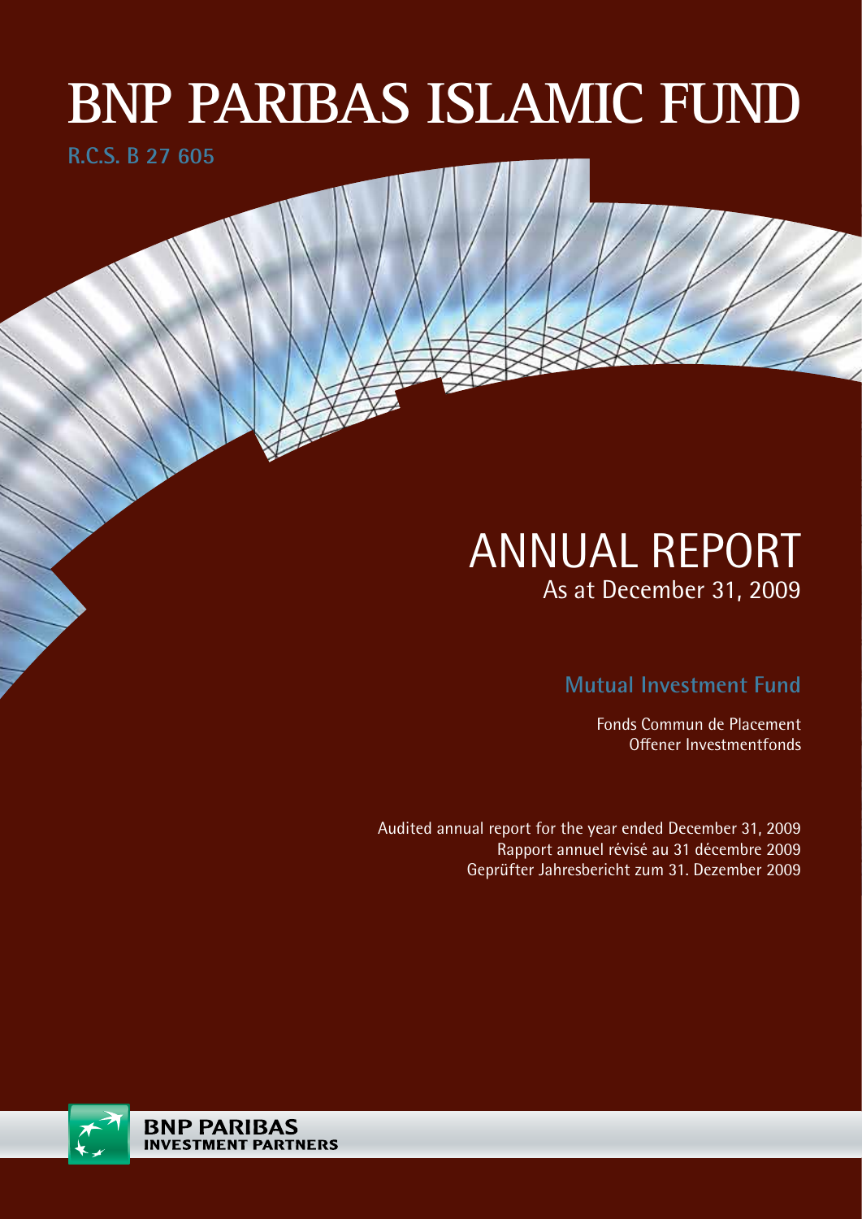# BNP PARIBAS ISLAMIC FUND

R.C.S. B 27 605

## ANNUAL REPORT

As at December 31, 2009

### Mutual Investment Fund

Fonds Commun de Placement
Offener Investmentfonds

Audited annual report for the year ended December 31, 2009
Rapport annuel révisé au 31 décembre 2009
Geprüfter Jahresbericht zum 31. Dezember 2009

BNP PARIBAS
INVESTMENT PARTNERS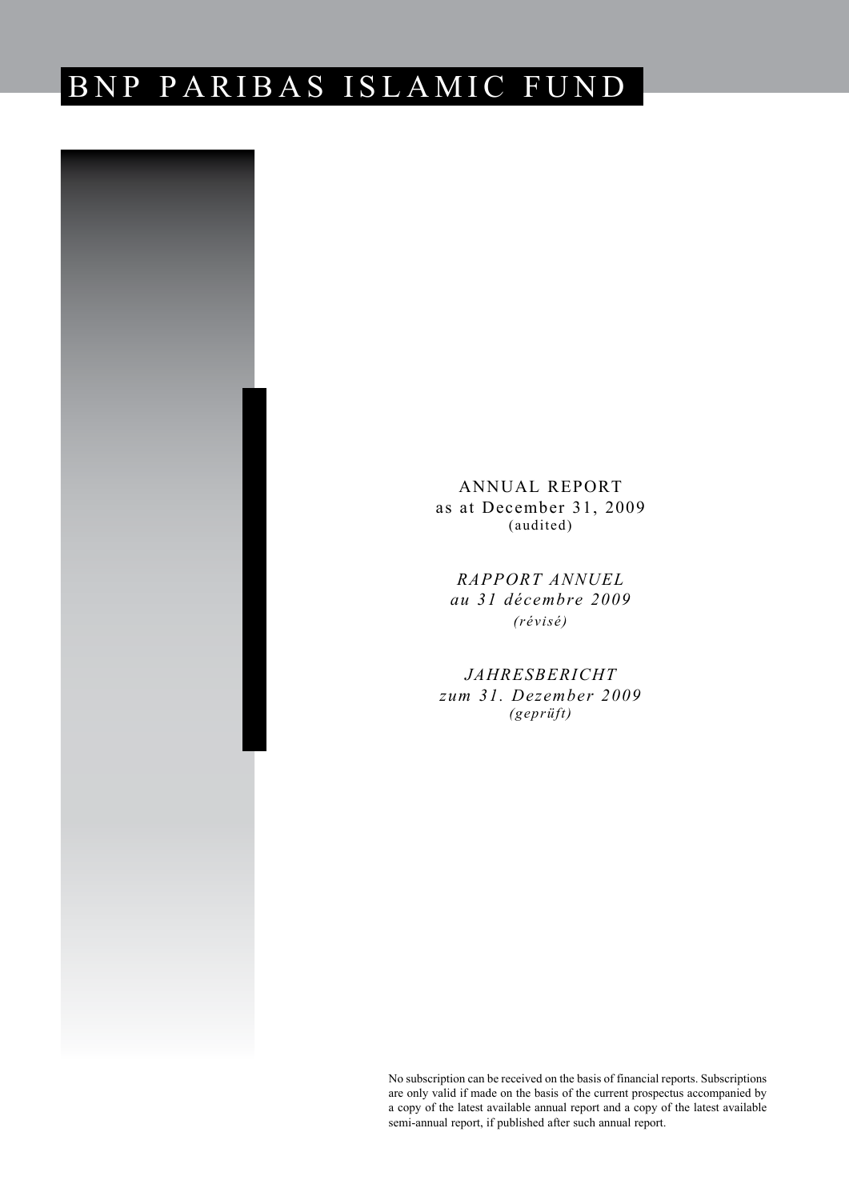# BNP PARIBAS ISLAMIC FUND

ANNUAL REPORT
as at December 31, 2009
(audited)

*RAPPORT ANNUEL*
*au 31 décembre 2009*
*(révisé)*

*JAHRESBERICHT*
*zum 31. Dezember 2009*
*(geprüft)*

No subscription can be received on the basis of financial reports. Subscriptions are only valid if made on the basis of the current prospectus accompanied by a copy of the latest available annual report and a copy of the latest available semi-annual report, if published after such annual report.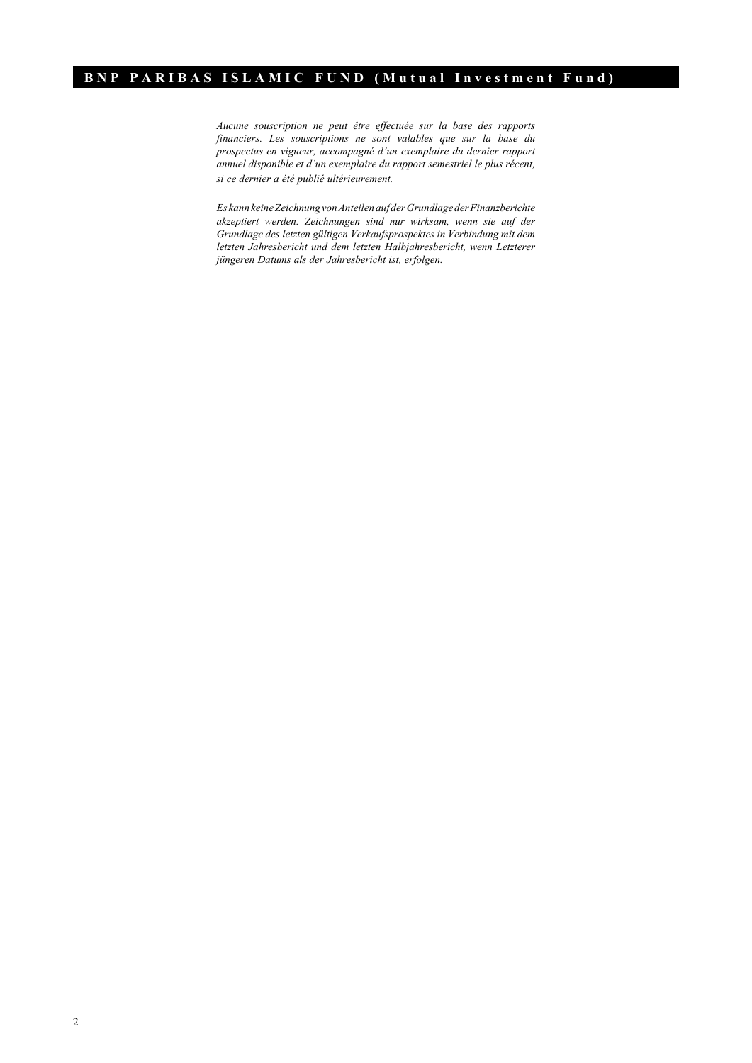*Aucune souscription ne peut être effectuée sur la base des rapports financiers. Les souscriptions ne sont valables que sur la base du prospectus en vigueur, accompagné d'un exemplaire du dernier rapport annuel disponible et d'un exemplaire du rapport semestriel le plus récent, si ce dernier a été publié ultérieurement.*

*Es kann keine Zeichnung von Anteilen auf der Grundlage der Finanzberichte akzeptiert werden. Zeichnungen sind nur wirksam, wenn sie auf der Grundlage des letzten gültigen Verkaufsprospektes in Verbindung mit dem letzten Jahresbericht und dem letzten Halbjahresbericht, wenn Letzterer jüngeren Datums als der Jahresbericht ist, erfolgen.*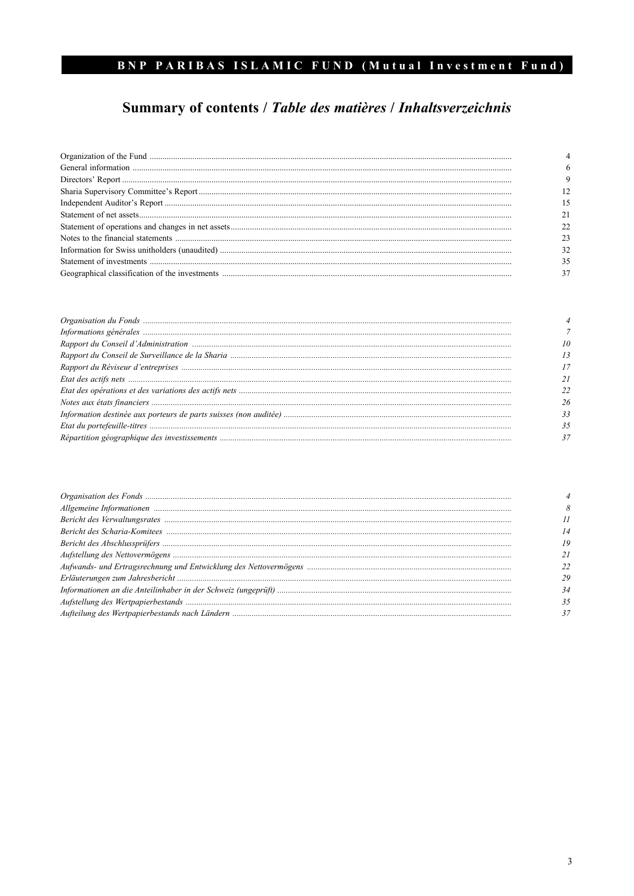# Summary of contents / *Table des matières* / *Inhaltsverzeichnis*

| | |
|---|---|
| Organization of the Fund | 4 |
| General information | 6 |
| Directors' Report | 9 |
| Sharia Supervisory Committee's Report | 12 |
| Independent Auditor's Report | 15 |
| Statement of net assets | 21 |
| Statement of operations and changes in net assets | 22 |
| Notes to the financial statements | 23 |
| Information for Swiss unitholders (unaudited) | 32 |
| Statement of investments | 35 |
| Geographical classification of the investments | 37 |

| | |
|---|---|
| *Organisation du Fonds* | *4* |
| *Informations générales* | *7* |
| *Rapport du Conseil d'Administration* | *10* |
| *Rapport du Conseil de Surveillance de la Sharia* | *13* |
| *Rapport du Réviseur d'entreprises* | *17* |
| *Etat des actifs nets* | *21* |
| *Etat des opérations et des variations des actifs nets* | *22* |
| *Notes aux états financiers* | *26* |
| *Information destinée aux porteurs de parts suisses (non auditée)* | *33* |
| *Etat du portefeuille-titres* | *35* |
| *Répartition géographique des investissements* | *37* |

| | |
|---|---|
| *Organisation des Fonds* | *4* |
| *Allgemeine Informationen* | *8* |
| *Bericht des Verwaltungsrates* | *11* |
| *Bericht des Scharia-Komitees* | *14* |
| *Bericht des Abschlussprüfers* | *19* |
| *Aufstellung des Nettovermögens* | *21* |
| *Aufwands- und Ertragsrechnung und Entwicklung des Nettovermögens* | *22* |
| *Erläuterungen zum Jahresbericht* | *29* |
| *Informationen an die Anteilinhaber in der Schweiz (ungeprüft)* | *34* |
| *Aufstellung des Wertpapierbestands* | *35* |
| *Aufteilung des Wertpapierbestands nach Ländern* | *37* |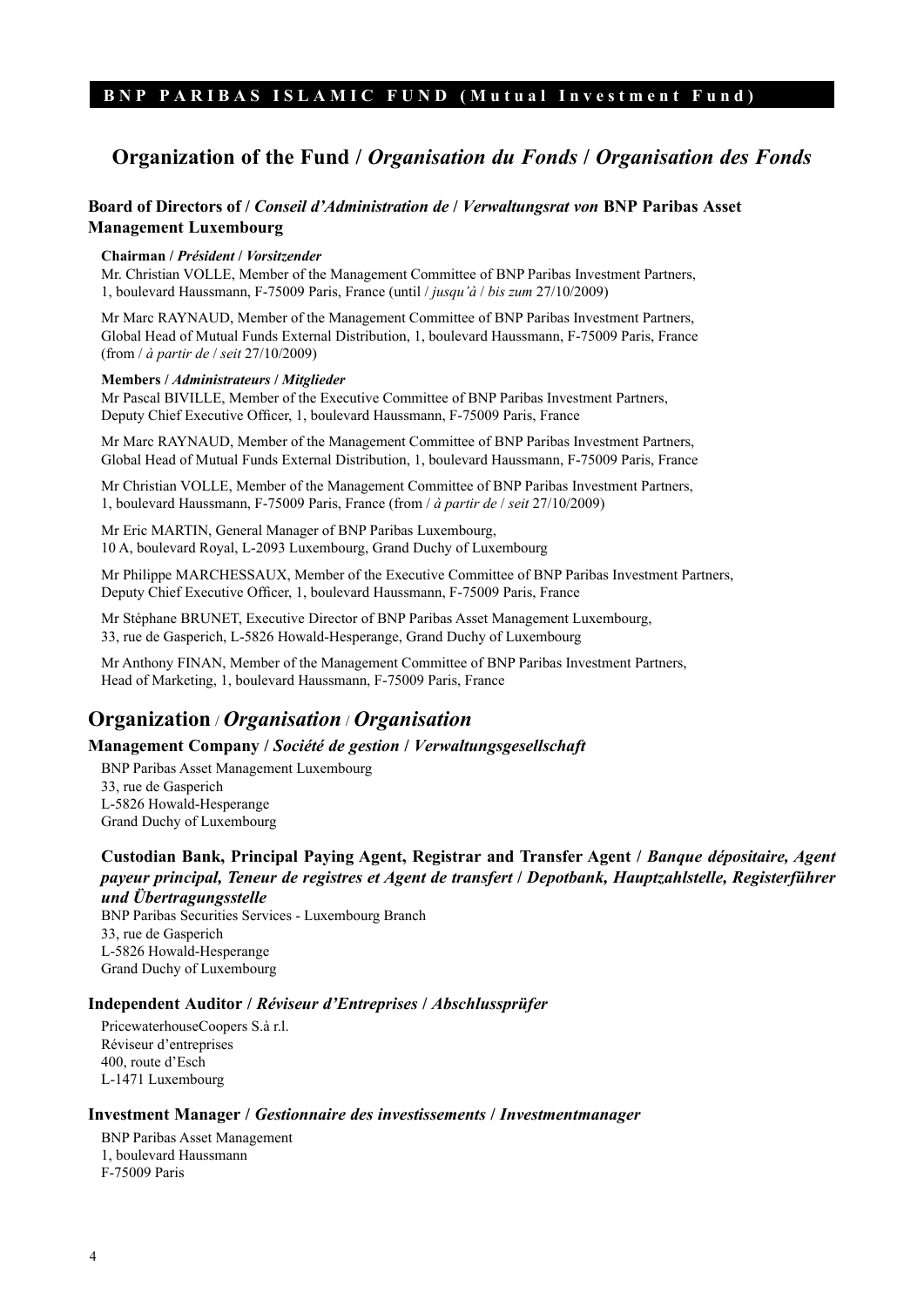## Organization of the Fund / *Organisation du Fonds* / *Organisation des Fonds*

### Board of Directors of / *Conseil d'Administration de* / *Verwaltungsrat von* BNP Paribas Asset Management Luxembourg

**Chairman / *Président* / *Vorsitzender***

Mr. Christian VOLLE, Member of the Management Committee of BNP Paribas Investment Partners, 1, boulevard Haussmann, F-75009 Paris, France (until / *jusqu'à* / *bis zum* 27/10/2009)

Mr Marc RAYNAUD, Member of the Management Committee of BNP Paribas Investment Partners, Global Head of Mutual Funds External Distribution, 1, boulevard Haussmann, F-75009 Paris, France (from / *à partir de* / *seit* 27/10/2009)

**Members / *Administrateurs* / *Mitglieder***

Mr Pascal BIVILLE, Member of the Executive Committee of BNP Paribas Investment Partners, Deputy Chief Executive Officer, 1, boulevard Haussmann, F-75009 Paris, France

Mr Marc RAYNAUD, Member of the Management Committee of BNP Paribas Investment Partners, Global Head of Mutual Funds External Distribution, 1, boulevard Haussmann, F-75009 Paris, France

Mr Christian VOLLE, Member of the Management Committee of BNP Paribas Investment Partners, 1, boulevard Haussmann, F-75009 Paris, France (from / *à partir de* / *seit* 27/10/2009)

Mr Eric MARTIN, General Manager of BNP Paribas Luxembourg, 10 A, boulevard Royal, L-2093 Luxembourg, Grand Duchy of Luxembourg

Mr Philippe MARCHESSAUX, Member of the Executive Committee of BNP Paribas Investment Partners, Deputy Chief Executive Officer, 1, boulevard Haussmann, F-75009 Paris, France

Mr Stéphane BRUNET, Executive Director of BNP Paribas Asset Management Luxembourg, 33, rue de Gasperich, L-5826 Howald-Hesperange, Grand Duchy of Luxembourg

Mr Anthony FINAN, Member of the Management Committee of BNP Paribas Investment Partners, Head of Marketing, 1, boulevard Haussmann, F-75009 Paris, France

## Organization / *Organisation* / *Organisation*

### Management Company / *Société de gestion* / *Verwaltungsgesellschaft*

BNP Paribas Asset Management Luxembourg
33, rue de Gasperich
L-5826 Howald-Hesperange
Grand Duchy of Luxembourg

### Custodian Bank, Principal Paying Agent, Registrar and Transfer Agent / *Banque dépositaire, Agent payeur principal, Teneur de registres et Agent de transfert* / *Depotbank, Hauptzahlstelle, Registerführer und Übertragungsstelle*

BNP Paribas Securities Services - Luxembourg Branch
33, rue de Gasperich
L-5826 Howald-Hesperange
Grand Duchy of Luxembourg

### Independent Auditor / *Réviseur d'Entreprises* / *Abschlussprüfer*

PricewaterhouseCoopers S.à r.l.
Réviseur d'entreprises
400, route d'Esch
L-1471 Luxembourg

### Investment Manager / *Gestionnaire des investissements* / *Investmentmanager*

BNP Paribas Asset Management
1, boulevard Haussmann
F-75009 Paris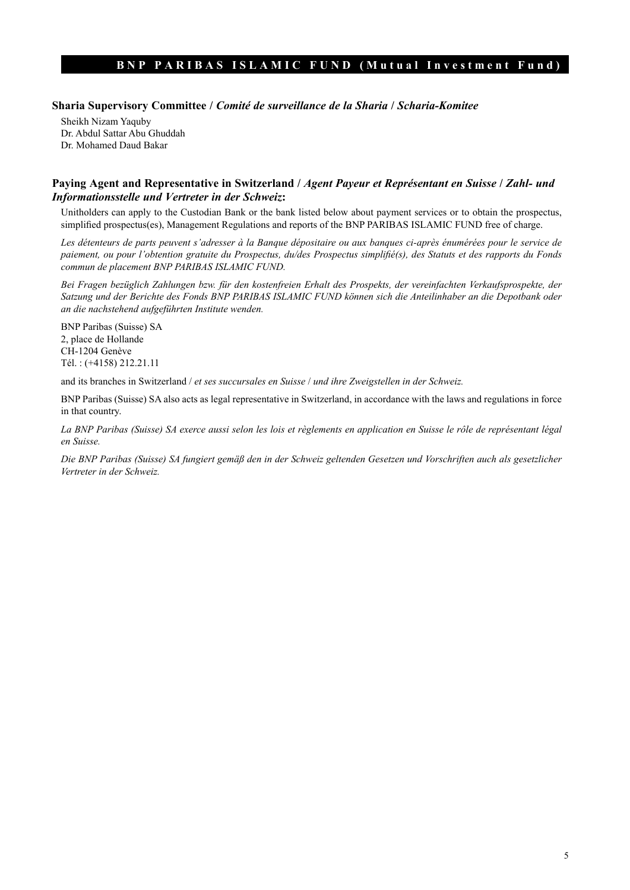**Sharia Supervisory Committee /** ***Comité de surveillance de la Sharia / Scharia-Komitee***

Sheikh Nizam Yaquby
Dr. Abdul Sattar Abu Ghuddah
Dr. Mohamed Daud Bakar

**Paying Agent and Representative in Switzerland /** ***Agent Payeur et Représentant en Suisse / Zahl- und Informationsstelle und Vertreter in der Schweiz*****:**

Unitholders can apply to the Custodian Bank or the bank listed below about payment services or to obtain the prospectus, simplified prospectus(es), Management Regulations and reports of the BNP PARIBAS ISLAMIC FUND free of charge.

*Les détenteurs de parts peuvent s'adresser à la Banque dépositaire ou aux banques ci-après énumérées pour le service de paiement, ou pour l'obtention gratuite du Prospectus, du/des Prospectus simplifié(s), des Statuts et des rapports du Fonds commun de placement BNP PARIBAS ISLAMIC FUND.*

*Bei Fragen bezüglich Zahlungen bzw. für den kostenfreien Erhalt des Prospekts, der vereinfachten Verkaufsprospekte, der Satzung und der Berichte des Fonds BNP PARIBAS ISLAMIC FUND können sich die Anteilinhaber an die Depotbank oder an die nachstehend aufgeführten Institute wenden.*

BNP Paribas (Suisse) SA
2, place de Hollande
CH-1204 Genève
Tél. : (+4158) 212.21.11

and its branches in Switzerland / *et ses succursales en Suisse* / *und ihre Zweigstellen in der Schweiz.*

BNP Paribas (Suisse) SA also acts as legal representative in Switzerland, in accordance with the laws and regulations in force in that country.

*La BNP Paribas (Suisse) SA exerce aussi selon les lois et règlements en application en Suisse le rôle de représentant légal en Suisse.*

*Die BNP Paribas (Suisse) SA fungiert gemäß den in der Schweiz geltenden Gesetzen und Vorschriften auch als gesetzlicher Vertreter in der Schweiz.*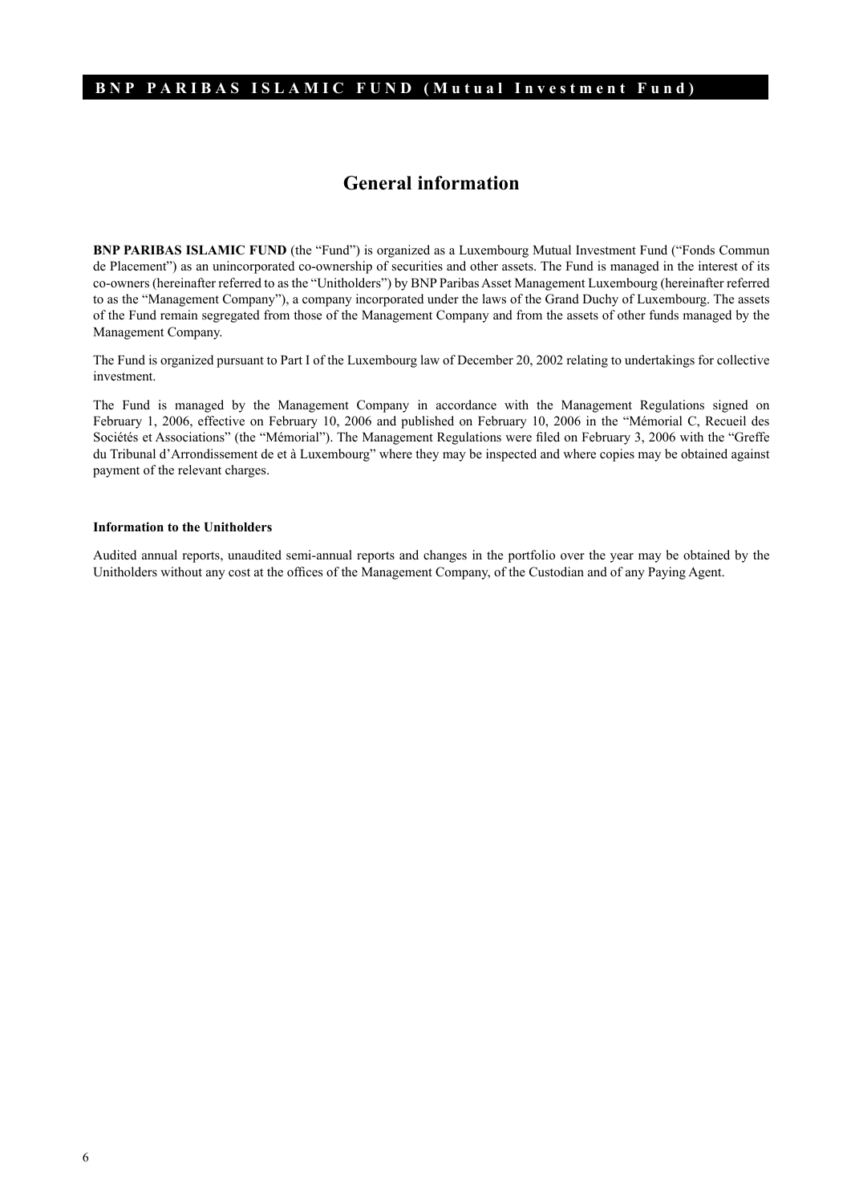# General information

**BNP PARIBAS ISLAMIC FUND** (the "Fund") is organized as a Luxembourg Mutual Investment Fund ("Fonds Commun de Placement") as an unincorporated co-ownership of securities and other assets. The Fund is managed in the interest of its co-owners (hereinafter referred to as the "Unitholders") by BNP Paribas Asset Management Luxembourg (hereinafter referred to as the "Management Company"), a company incorporated under the laws of the Grand Duchy of Luxembourg. The assets of the Fund remain segregated from those of the Management Company and from the assets of other funds managed by the Management Company.

The Fund is organized pursuant to Part I of the Luxembourg law of December 20, 2002 relating to undertakings for collective investment.

The Fund is managed by the Management Company in accordance with the Management Regulations signed on February 1, 2006, effective on February 10, 2006 and published on February 10, 2006 in the "Mémorial C, Recueil des Sociétés et Associations" (the "Mémorial"). The Management Regulations were filed on February 3, 2006 with the "Greffe du Tribunal d'Arrondissement de et à Luxembourg" where they may be inspected and where copies may be obtained against payment of the relevant charges.

#### Information to the Unitholders

Audited annual reports, unaudited semi-annual reports and changes in the portfolio over the year may be obtained by the Unitholders without any cost at the offices of the Management Company, of the Custodian and of any Paying Agent.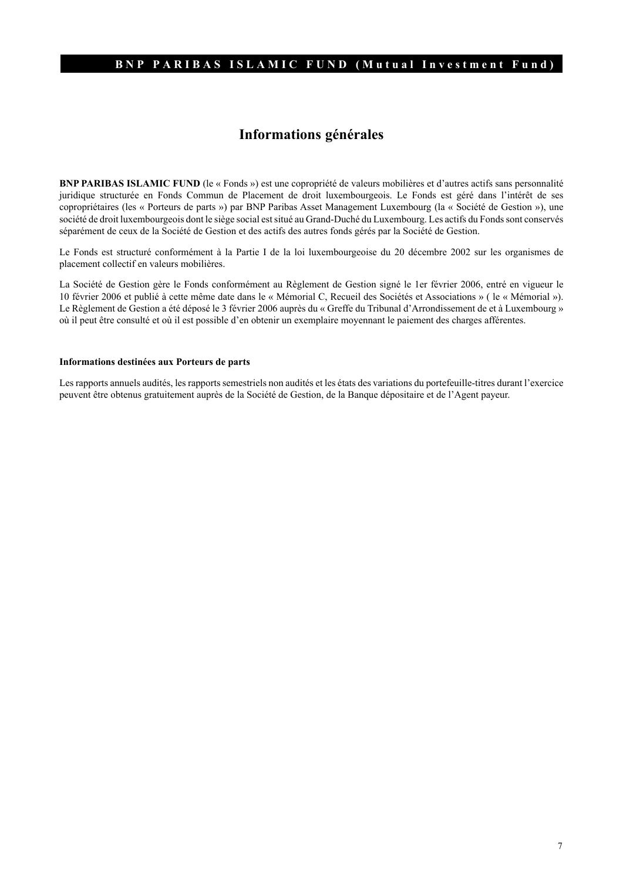# Informations générales

**BNP PARIBAS ISLAMIC FUND** (le « Fonds ») est une copropriété de valeurs mobilières et d'autres actifs sans personnalité juridique structurée en Fonds Commun de Placement de droit luxembourgeois. Le Fonds est géré dans l'intérêt de ses copropriétaires (les « Porteurs de parts ») par BNP Paribas Asset Management Luxembourg (la « Société de Gestion »), une société de droit luxembourgeois dont le siège social est situé au Grand-Duché du Luxembourg. Les actifs du Fonds sont conservés séparément de ceux de la Société de Gestion et des actifs des autres fonds gérés par la Société de Gestion.

Le Fonds est structuré conformément à la Partie I de la loi luxembourgeoise du 20 décembre 2002 sur les organismes de placement collectif en valeurs mobilières.

La Société de Gestion gère le Fonds conformément au Règlement de Gestion signé le 1er février 2006, entré en vigueur le 10 février 2006 et publié à cette même date dans le « Mémorial C, Recueil des Sociétés et Associations » ( le « Mémorial »). Le Règlement de Gestion a été déposé le 3 février 2006 auprès du « Greffe du Tribunal d'Arrondissement de et à Luxembourg » où il peut être consulté et où il est possible d'en obtenir un exemplaire moyennant le paiement des charges afférentes.

#### Informations destinées aux Porteurs de parts

Les rapports annuels audités, les rapports semestriels non audités et les états des variations du portefeuille-titres durant l'exercice peuvent être obtenus gratuitement auprès de la Société de Gestion, de la Banque dépositaire et de l'Agent payeur.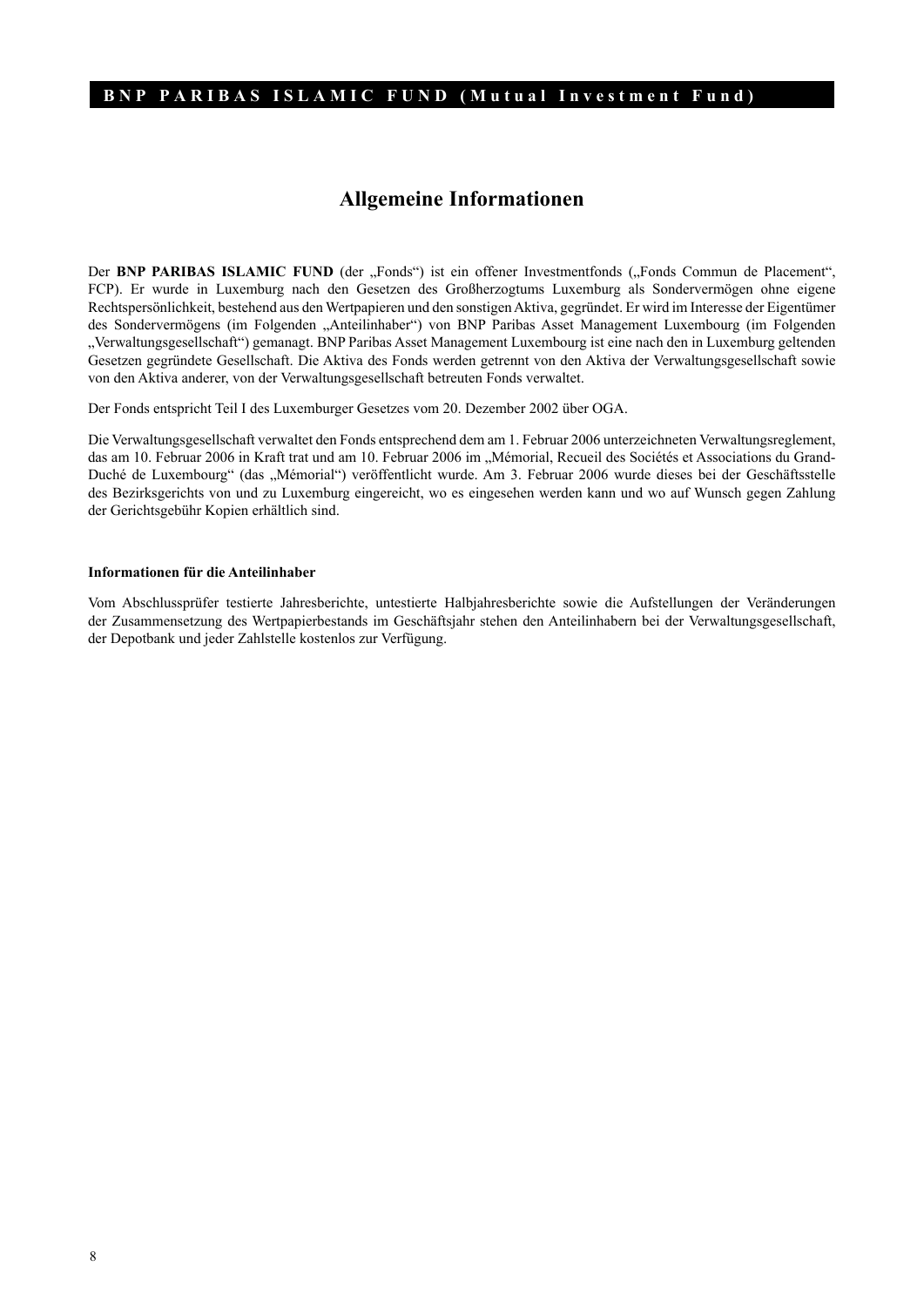# Allgemeine Informationen

Der **BNP PARIBAS ISLAMIC FUND** (der „Fonds") ist ein offener Investmentfonds („Fonds Commun de Placement", FCP). Er wurde in Luxemburg nach den Gesetzen des Großherzogtums Luxemburg als Sondervermögen ohne eigene Rechtspersönlichkeit, bestehend aus den Wertpapieren und den sonstigen Aktiva, gegründet. Er wird im Interesse der Eigentümer des Sondervermögens (im Folgenden „Anteilinhaber") von BNP Paribas Asset Management Luxembourg (im Folgenden „Verwaltungsgesellschaft") gemanagt. BNP Paribas Asset Management Luxembourg ist eine nach den in Luxemburg geltenden Gesetzen gegründete Gesellschaft. Die Aktiva des Fonds werden getrennt von den Aktiva der Verwaltungsgesellschaft sowie von den Aktiva anderer, von der Verwaltungsgesellschaft betreuten Fonds verwaltet.

Der Fonds entspricht Teil I des Luxemburger Gesetzes vom 20. Dezember 2002 über OGA.

Die Verwaltungsgesellschaft verwaltet den Fonds entsprechend dem am 1. Februar 2006 unterzeichneten Verwaltungsreglement, das am 10. Februar 2006 in Kraft trat und am 10. Februar 2006 im „Mémorial, Recueil des Sociétés et Associations du Grand-Duché de Luxembourg" (das „Mémorial") veröffentlicht wurde. Am 3. Februar 2006 wurde dieses bei der Geschäftsstelle des Bezirksgerichts von und zu Luxemburg eingereicht, wo es eingesehen werden kann und wo auf Wunsch gegen Zahlung der Gerichtsgebühr Kopien erhältlich sind.

### Informationen für die Anteilinhaber

Vom Abschlussprüfer testierte Jahresberichte, untestierte Halbjahresberichte sowie die Aufstellungen der Veränderungen der Zusammensetzung des Wertpapierbestands im Geschäftsjahr stehen den Anteilinhabern bei der Verwaltungsgesellschaft, der Depotbank und jeder Zahlstelle kostenlos zur Verfügung.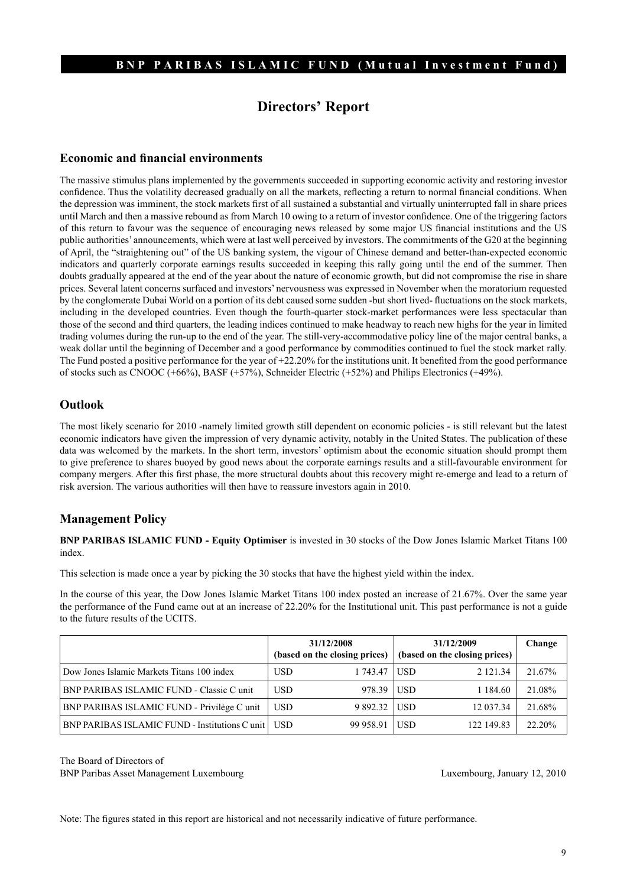# Directors' Report

## Economic and financial environments

The massive stimulus plans implemented by the governments succeeded in supporting economic activity and restoring investor confidence. Thus the volatility decreased gradually on all the markets, reflecting a return to normal financial conditions. When the depression was imminent, the stock markets first of all sustained a substantial and virtually uninterrupted fall in share prices until March and then a massive rebound as from March 10 owing to a return of investor confidence. One of the triggering factors of this return to favour was the sequence of encouraging news released by some major US financial institutions and the US public authorities' announcements, which were at last well perceived by investors. The commitments of the G20 at the beginning of April, the "straightening out" of the US banking system, the vigour of Chinese demand and better-than-expected economic indicators and quarterly corporate earnings results succeeded in keeping this rally going until the end of the summer. Then doubts gradually appeared at the end of the year about the nature of economic growth, but did not compromise the rise in share prices. Several latent concerns surfaced and investors' nervousness was expressed in November when the moratorium requested by the conglomerate Dubai World on a portion of its debt caused some sudden -but short lived- fluctuations on the stock markets, including in the developed countries. Even though the fourth-quarter stock-market performances were less spectacular than those of the second and third quarters, the leading indices continued to make headway to reach new highs for the year in limited trading volumes during the run-up to the end of the year. The still-very-accommodative policy line of the major central banks, a weak dollar until the beginning of December and a good performance by commodities continued to fuel the stock market rally. The Fund posted a positive performance for the year of +22.20% for the institutions unit. It benefited from the good performance of stocks such as CNOOC (+66%), BASF (+57%), Schneider Electric (+52%) and Philips Electronics (+49%).

## Outlook

The most likely scenario for 2010 -namely limited growth still dependent on economic policies - is still relevant but the latest economic indicators have given the impression of very dynamic activity, notably in the United States. The publication of these data was welcomed by the markets. In the short term, investors' optimism about the economic situation should prompt them to give preference to shares buoyed by good news about the corporate earnings results and a still-favourable environment for company mergers. After this first phase, the more structural doubts about this recovery might re-emerge and lead to a return of risk aversion. The various authorities will then have to reassure investors again in 2010.

## Management Policy

**BNP PARIBAS ISLAMIC FUND - Equity Optimiser** is invested in 30 stocks of the Dow Jones Islamic Market Titans 100 index.

This selection is made once a year by picking the 30 stocks that have the highest yield within the index.

In the course of this year, the Dow Jones Islamic Market Titans 100 index posted an increase of 21.67%. Over the same year the performance of the Fund came out at an increase of 22.20% for the Institutional unit. This past performance is not a guide to the future results of the UCITS.

| | 31/12/2008 (based on the closing prices) | | 31/12/2009 (based on the closing prices) | | Change |
|---|---|---|---|---|---|
| Dow Jones Islamic Markets Titans 100 index | USD | 1 743.47 | USD | 2 121.34 | 21.67% |
| BNP PARIBAS ISLAMIC FUND - Classic C unit | USD | 978.39 | USD | 1 184.60 | 21.08% |
| BNP PARIBAS ISLAMIC FUND - Privilège C unit | USD | 9 892.32 | USD | 12 037.34 | 21.68% |
| BNP PARIBAS ISLAMIC FUND - Institutions C unit | USD | 99 958.91 | USD | 122 149.83 | 22.20% |

The Board of Directors of
BNP Paribas Asset Management Luxembourg

Luxembourg, January 12, 2010

Note: The figures stated in this report are historical and not necessarily indicative of future performance.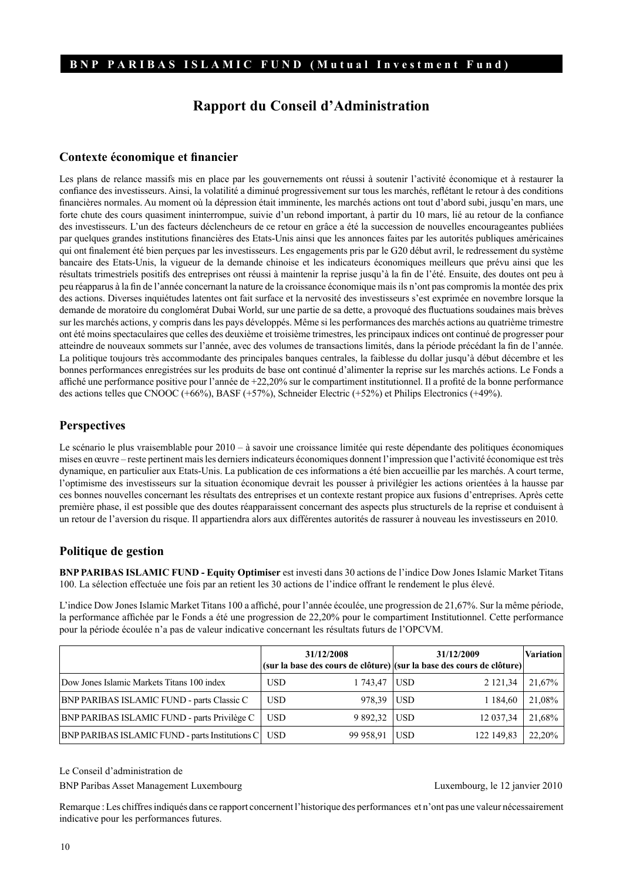# Rapport du Conseil d'Administration

## Contexte économique et financier

Les plans de relance massifs mis en place par les gouvernements ont réussi à soutenir l'activité économique et à restaurer la confiance des investisseurs. Ainsi, la volatilité a diminué progressivement sur tous les marchés, reflétant le retour à des conditions financières normales. Au moment où la dépression était imminente, les marchés actions ont tout d'abord subi, jusqu'en mars, une forte chute des cours quasiment ininterrompue, suivie d'un rebond important, à partir du 10 mars, lié au retour de la confiance des investisseurs. L'un des facteurs déclencheurs de ce retour en grâce a été la succession de nouvelles encourageantes publiées par quelques grandes institutions financières des Etats-Unis ainsi que les annonces faites par les autorités publiques américaines qui ont finalement été bien perçues par les investisseurs. Les engagements pris par le G20 début avril, le redressement du système bancaire des Etats-Unis, la vigueur de la demande chinoise et les indicateurs économiques meilleurs que prévu ainsi que les résultats trimestriels positifs des entreprises ont réussi à maintenir la reprise jusqu'à la fin de l'été. Ensuite, des doutes ont peu à peu réapparus à la fin de l'année concernant la nature de la croissance économique mais ils n'ont pas compromis la montée des prix des actions. Diverses inquiétudes latentes ont fait surface et la nervosité des investisseurs s'est exprimée en novembre lorsque la demande de moratoire du conglomérat Dubai World, sur une partie de sa dette, a provoqué des fluctuations soudaines mais brèves sur les marchés actions, y compris dans les pays développés. Même si les performances des marchés actions au quatrième trimestre ont été moins spectaculaires que celles des deuxième et troisième trimestres, les principaux indices ont continué de progresser pour atteindre de nouveaux sommets sur l'année, avec des volumes de transactions limités, dans la période précédant la fin de l'année. La politique toujours très accommodante des principales banques centrales, la faiblesse du dollar jusqu'à début décembre et les bonnes performances enregistrées sur les produits de base ont continué d'alimenter la reprise sur les marchés actions. Le Fonds a affiché une performance positive pour l'année de +22,20% sur le compartiment institutionnel. Il a profité de la bonne performance des actions telles que CNOOC (+66%), BASF (+57%), Schneider Electric (+52%) et Philips Electronics (+49%).

## Perspectives

Le scénario le plus vraisemblable pour 2010 – à savoir une croissance limitée qui reste dépendante des politiques économiques mises en œuvre – reste pertinent mais les derniers indicateurs économiques donnent l'impression que l'activité économique est très dynamique, en particulier aux Etats-Unis. La publication de ces informations a été bien accueillie par les marchés. A court terme, l'optimisme des investisseurs sur la situation économique devrait les pousser à privilégier les actions orientées à la hausse par ces bonnes nouvelles concernant les résultats des entreprises et un contexte restant propice aux fusions d'entreprises. Après cette première phase, il est possible que des doutes réapparaissent concernant des aspects plus structurels de la reprise et conduisent à un retour de l'aversion du risque. Il appartiendra alors aux différentes autorités de rassurer à nouveau les investisseurs en 2010.

## Politique de gestion

**BNP PARIBAS ISLAMIC FUND - Equity Optimiser** est investi dans 30 actions de l'indice Dow Jones Islamic Market Titans 100. La sélection effectuée une fois par an retient les 30 actions de l'indice offrant le rendement le plus élevé.

L'indice Dow Jones Islamic Market Titans 100 a affiché, pour l'année écoulée, une progression de 21,67%. Sur la même période, la performance affichée par le Fonds a été une progression de 22,20% pour le compartiment Institutionnel. Cette performance pour la période écoulée n'a pas de valeur indicative concernant les résultats futurs de l'OPCVM.

| | 31/12/2008 (sur la base des cours de clôture) | | 31/12/2009 (sur la base des cours de clôture) | | Variation |
|---|---|---|---|---|---|
| Dow Jones Islamic Markets Titans 100 index | USD | 1 743,47 | USD | 2 121,34 | 21,67% |
| BNP PARIBAS ISLAMIC FUND - parts Classic C | USD | 978,39 | USD | 1 184,60 | 21,08% |
| BNP PARIBAS ISLAMIC FUND - parts Privilège C | USD | 9 892,32 | USD | 12 037,34 | 21,68% |
| BNP PARIBAS ISLAMIC FUND - parts Institutions C | USD | 99 958,91 | USD | 122 149,83 | 22,20% |

Le Conseil d'administration de
BNP Paribas Asset Management Luxembourg

Luxembourg, le 12 janvier 2010

Remarque : Les chiffres indiqués dans ce rapport concernent l'historique des performances et n'ont pas une valeur nécessairement indicative pour les performances futures.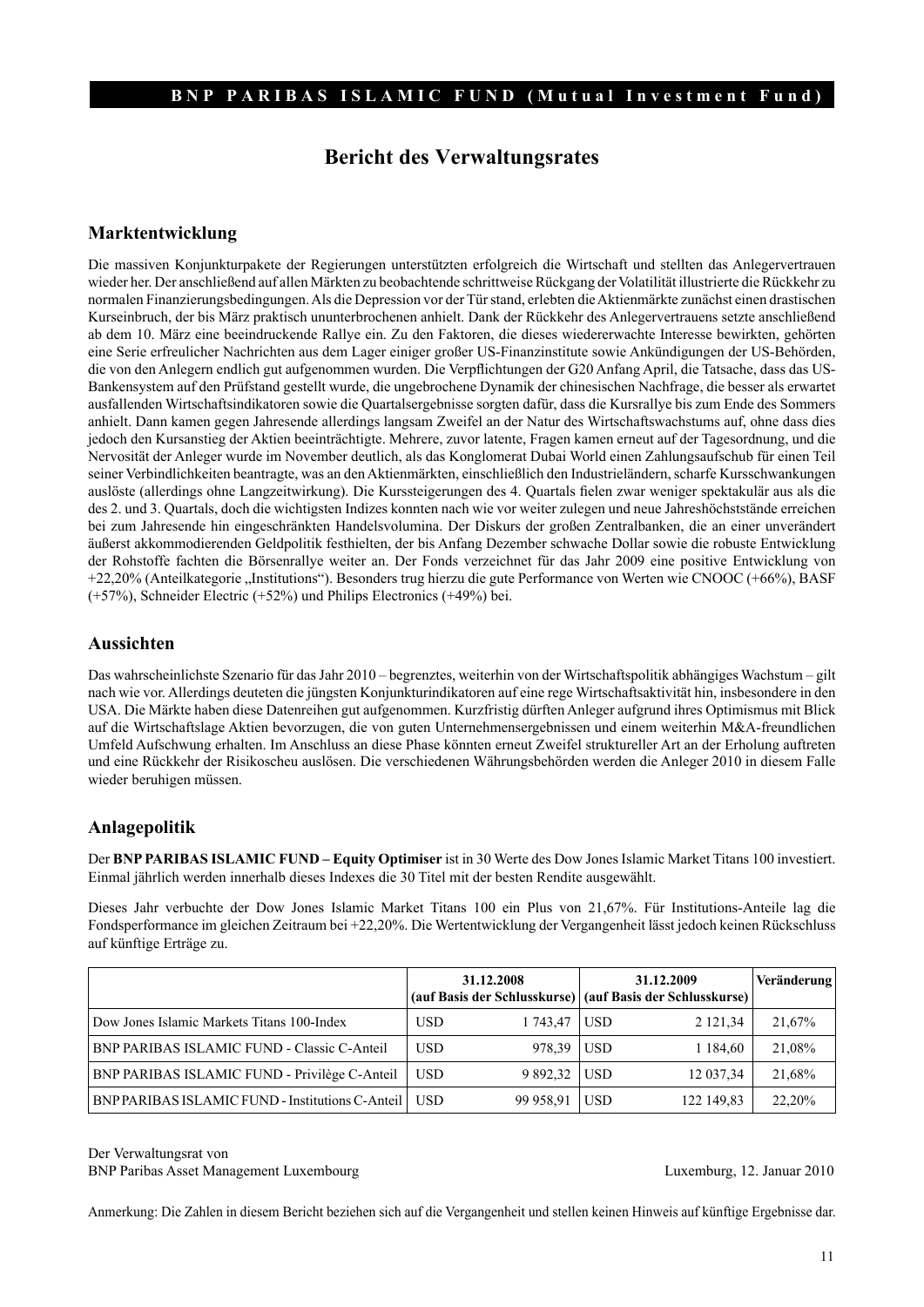BNP PARIBAS ISLAMIC FUND (Mutual Investment Fund)

# Bericht des Verwaltungsrates

## Marktentwicklung

Die massiven Konjunkturpakete der Regierungen unterstützten erfolgreich die Wirtschaft und stellten das Anlegervertrauen wieder her. Der anschließend auf allen Märkten zu beobachtende schrittweise Rückgang der Volatilität illustrierte die Rückkehr zu normalen Finanzierungsbedingungen. Als die Depression vor der Tür stand, erlebten die Aktienmärkte zunächst einen drastischen Kurseinbruch, der bis März praktisch ununterbrochenen anhielt. Dank der Rückkehr des Anlegervertrauens setzte anschließend ab dem 10. März eine beeindruckende Rallye ein. Zu den Faktoren, die dieses wiedererwachte Interesse bewirkten, gehörten eine Serie erfreulicher Nachrichten aus dem Lager einiger großer US-Finanzinstitute sowie Ankündigungen der US-Behörden, die von den Anlegern endlich gut aufgenommen wurden. Die Verpflichtungen der G20 Anfang April, die Tatsache, dass das US-Bankensystem auf den Prüfstand gestellt wurde, die ungebrochene Dynamik der chinesischen Nachfrage, die besser als erwartet ausfallenden Wirtschaftsindikatoren sowie die Quartalsergebnisse sorgten dafür, dass die Kursrallye bis zum Ende des Sommers anhielt. Dann kamen gegen Jahresende allerdings langsam Zweifel an der Natur des Wirtschaftswachstums auf, ohne dass dies jedoch den Kursanstieg der Aktien beeinträchtigte. Mehrere, zuvor latente, Fragen kamen erneut auf der Tagesordnung, und die Nervosität der Anleger wurde im November deutlich, als das Konglomerat Dubai World einen Zahlungsaufschub für einen Teil seiner Verbindlichkeiten beantragte, was an den Aktienmärkten, einschließlich den Industrieländern, scharfe Kursschwankungen auslöste (allerdings ohne Langzeitwirkung). Die Kurssteigerungen des 4. Quartals fielen zwar weniger spektakulär aus als die des 2. und 3. Quartals, doch die wichtigsten Indizes konnten nach wie vor weiter zulegen und neue Jahreshöchststände erreichen bei zum Jahresende hin eingeschränkten Handelsvolumina. Der Diskurs der großen Zentralbanken, die an einer unverändert äußerst akkommodierenden Geldpolitik festhielten, der bis Anfang Dezember schwache Dollar sowie die robuste Entwicklung der Rohstoffe fachten die Börsenrallye weiter an. Der Fonds verzeichnet für das Jahr 2009 eine positive Entwicklung von +22,20% (Anteilkategorie „Institutions"). Besonders trug hierzu die gute Performance von Werten wie CNOOC (+66%), BASF (+57%), Schneider Electric (+52%) und Philips Electronics (+49%) bei.

## Aussichten

Das wahrscheinlichste Szenario für das Jahr 2010 – begrenztes, weiterhin von der Wirtschaftspolitik abhängiges Wachstum – gilt nach wie vor. Allerdings deuteten die jüngsten Konjunkturindikatoren auf eine rege Wirtschaftsaktivität hin, insbesondere in den USA. Die Märkte haben diese Datenreihen gut aufgenommen. Kurzfristig dürften Anleger aufgrund ihres Optimismus mit Blick auf die Wirtschaftslage Aktien bevorzugen, die von guten Unternehmensergebnissen und einem weiterhin M&A-freundlichen Umfeld Aufschwung erhalten. Im Anschluss an diese Phase könnten erneut Zweifel struktureller Art an der Erholung auftreten und eine Rückkehr der Risikoscheu auslösen. Die verschiedenen Währungsbehörden werden die Anleger 2010 in diesem Falle wieder beruhigen müssen.

## Anlagepolitik

Der **BNP PARIBAS ISLAMIC FUND – Equity Optimiser** ist in 30 Werte des Dow Jones Islamic Market Titans 100 investiert. Einmal jährlich werden innerhalb dieses Indexes die 30 Titel mit der besten Rendite ausgewählt.

Dieses Jahr verbuchte der Dow Jones Islamic Market Titans 100 ein Plus von 21,67%. Für Institutions-Anteile lag die Fondsperformance im gleichen Zeitraum bei +22,20%. Die Wertentwicklung der Vergangenheit lässt jedoch keinen Rückschluss auf künftige Erträge zu.

| | 31.12.2008 (auf Basis der Schlusskurse) | | 31.12.2009 (auf Basis der Schlusskurse) | | Veränderung |
|---|---|---|---|---|---|
| Dow Jones Islamic Markets Titans 100-Index | USD | 1 743,47 | USD | 2 121,34 | 21,67% |
| BNP PARIBAS ISLAMIC FUND - Classic C-Anteil | USD | 978,39 | USD | 1 184,60 | 21,08% |
| BNP PARIBAS ISLAMIC FUND - Privilège C-Anteil | USD | 9 892,32 | USD | 12 037,34 | 21,68% |
| BNP PARIBAS ISLAMIC FUND - Institutions C-Anteil | USD | 99 958,91 | USD | 122 149,83 | 22,20% |

Der Verwaltungsrat von
BNP Paribas Asset Management Luxembourg

Luxemburg, 12. Januar 2010

Anmerkung: Die Zahlen in diesem Bericht beziehen sich auf die Vergangenheit und stellen keinen Hinweis auf künftige Ergebnisse dar.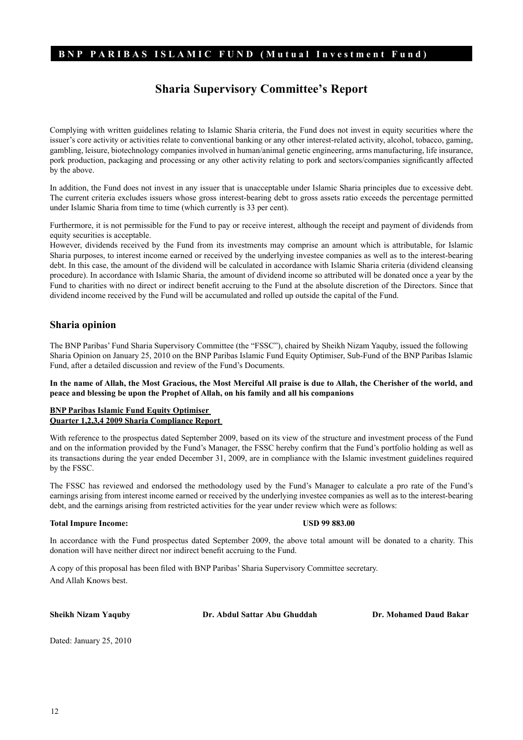# Sharia Supervisory Committee's Report

Complying with written guidelines relating to Islamic Sharia criteria, the Fund does not invest in equity securities where the issuer's core activity or activities relate to conventional banking or any other interest-related activity, alcohol, tobacco, gaming, gambling, leisure, biotechnology companies involved in human/animal genetic engineering, arms manufacturing, life insurance, pork production, packaging and processing or any other activity relating to pork and sectors/companies significantly affected by the above.

In addition, the Fund does not invest in any issuer that is unacceptable under Islamic Sharia principles due to excessive debt. The current criteria excludes issuers whose gross interest-bearing debt to gross assets ratio exceeds the percentage permitted under Islamic Sharia from time to time (which currently is 33 per cent).

Furthermore, it is not permissible for the Fund to pay or receive interest, although the receipt and payment of dividends from equity securities is acceptable.

However, dividends received by the Fund from its investments may comprise an amount which is attributable, for Islamic Sharia purposes, to interest income earned or received by the underlying investee companies as well as to the interest-bearing debt. In this case, the amount of the dividend will be calculated in accordance with Islamic Sharia criteria (dividend cleansing procedure). In accordance with Islamic Sharia, the amount of dividend income so attributed will be donated once a year by the Fund to charities with no direct or indirect benefit accruing to the Fund at the absolute discretion of the Directors. Since that dividend income received by the Fund will be accumulated and rolled up outside the capital of the Fund.

## Sharia opinion

The BNP Paribas' Fund Sharia Supervisory Committee (the "FSSC"), chaired by Sheikh Nizam Yaquby, issued the following Sharia Opinion on January 25, 2010 on the BNP Paribas Islamic Fund Equity Optimiser, Sub-Fund of the BNP Paribas Islamic Fund, after a detailed discussion and review of the Fund's Documents.

**In the name of Allah, the Most Gracious, the Most Merciful All praise is due to Allah, the Cherisher of the world, and peace and blessing be upon the Prophet of Allah, on his family and all his companions**

**BNP Paribas Islamic Fund Equity Optimiser**
**Quarter 1,2,3,4 2009 Sharia Compliance Report**

With reference to the prospectus dated September 2009, based on its view of the structure and investment process of the Fund and on the information provided by the Fund's Manager, the FSSC hereby confirm that the Fund's portfolio holding as well as its transactions during the year ended December 31, 2009, are in compliance with the Islamic investment guidelines required by the FSSC.

The FSSC has reviewed and endorsed the methodology used by the Fund's Manager to calculate a pro rate of the Fund's earnings arising from interest income earned or received by the underlying investee companies as well as to the interest-bearing debt, and the earnings arising from restricted activities for the year under review which were as follows:

**Total Impure Income:** **USD 99 883.00**

In accordance with the Fund prospectus dated September 2009, the above total amount will be donated to a charity. This donation will have neither direct nor indirect benefit accruing to the Fund.

A copy of this proposal has been filed with BNP Paribas' Sharia Supervisory Committee secretary.

And Allah Knows best.

**Sheikh Nizam Yaquby** **Dr. Abdul Sattar Abu Ghuddah** **Dr. Mohamed Daud Bakar**

Dated: January 25, 2010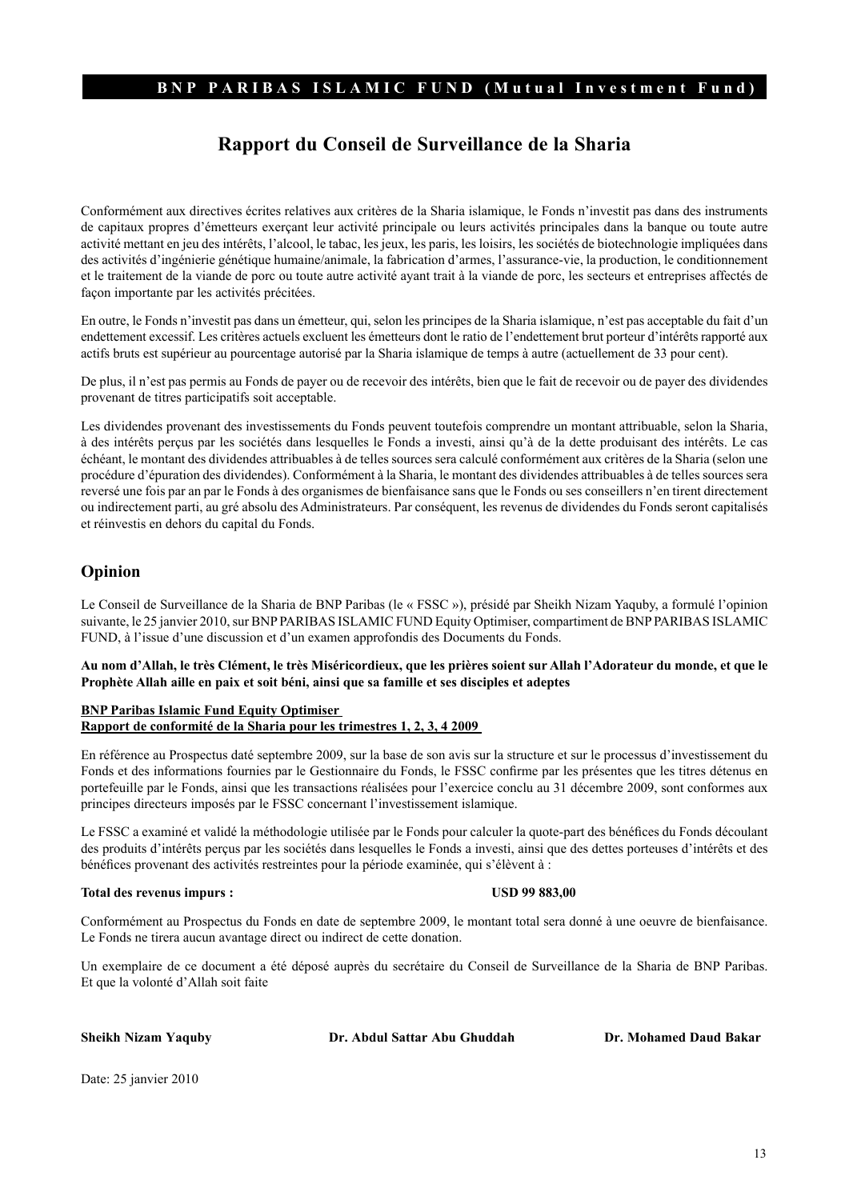# Rapport du Conseil de Surveillance de la Sharia

Conformément aux directives écrites relatives aux critères de la Sharia islamique, le Fonds n'investit pas dans des instruments de capitaux propres d'émetteurs exerçant leur activité principale ou leurs activités principales dans la banque ou toute autre activité mettant en jeu des intérêts, l'alcool, le tabac, les jeux, les paris, les loisirs, les sociétés de biotechnologie impliquées dans des activités d'ingénierie génétique humaine/animale, la fabrication d'armes, l'assurance-vie, la production, le conditionnement et le traitement de la viande de porc ou toute autre activité ayant trait à la viande de porc, les secteurs et entreprises affectés de façon importante par les activités précitées.

En outre, le Fonds n'investit pas dans un émetteur, qui, selon les principes de la Sharia islamique, n'est pas acceptable du fait d'un endettement excessif. Les critères actuels excluent les émetteurs dont le ratio de l'endettement brut porteur d'intérêts rapporté aux actifs bruts est supérieur au pourcentage autorisé par la Sharia islamique de temps à autre (actuellement de 33 pour cent).

De plus, il n'est pas permis au Fonds de payer ou de recevoir des intérêts, bien que le fait de recevoir ou de payer des dividendes provenant de titres participatifs soit acceptable.

Les dividendes provenant des investissements du Fonds peuvent toutefois comprendre un montant attribuable, selon la Sharia, à des intérêts perçus par les sociétés dans lesquelles le Fonds a investi, ainsi qu'à de la dette produisant des intérêts. Le cas échéant, le montant des dividendes attribuables à de telles sources sera calculé conformément aux critères de la Sharia (selon une procédure d'épuration des dividendes). Conformément à la Sharia, le montant des dividendes attribuables à de telles sources sera reversé une fois par an par le Fonds à des organismes de bienfaisance sans que le Fonds ou ses conseillers n'en tirent directement ou indirectement parti, au gré absolu des Administrateurs. Par conséquent, les revenus de dividendes du Fonds seront capitalisés et réinvestis en dehors du capital du Fonds.

## Opinion

Le Conseil de Surveillance de la Sharia de BNP Paribas (le « FSSC »), présidé par Sheikh Nizam Yaquby, a formulé l'opinion suivante, le 25 janvier 2010, sur BNP PARIBAS ISLAMIC FUND Equity Optimiser, compartiment de BNP PARIBAS ISLAMIC FUND, à l'issue d'une discussion et d'un examen approfondis des Documents du Fonds.

**Au nom d'Allah, le très Clément, le très Miséricordieux, que les prières soient sur Allah l'Adorateur du monde, et que le Prophète Allah aille en paix et soit béni, ainsi que sa famille et ses disciples et adeptes**

**BNP Paribas Islamic Fund Equity Optimiser**
**Rapport de conformité de la Sharia pour les trimestres 1, 2, 3, 4 2009**

En référence au Prospectus daté septembre 2009, sur la base de son avis sur la structure et sur le processus d'investissement du Fonds et des informations fournies par le Gestionnaire du Fonds, le FSSC confirme par les présentes que les titres détenus en portefeuille par le Fonds, ainsi que les transactions réalisées pour l'exercice conclu au 31 décembre 2009, sont conformes aux principes directeurs imposés par le FSSC concernant l'investissement islamique.

Le FSSC a examiné et validé la méthodologie utilisée par le Fonds pour calculer la quote-part des bénéfices du Fonds découlant des produits d'intérêts perçus par les sociétés dans lesquelles le Fonds a investi, ainsi que des dettes porteuses d'intérêts et des bénéfices provenant des activités restreintes pour la période examinée, qui s'élèvent à :

**Total des revenus impurs :** **USD 99 883,00**

Conformément au Prospectus du Fonds en date de septembre 2009, le montant total sera donné à une oeuvre de bienfaisance. Le Fonds ne tirera aucun avantage direct ou indirect de cette donation.

Un exemplaire de ce document a été déposé auprès du secrétaire du Conseil de Surveillance de la Sharia de BNP Paribas. Et que la volonté d'Allah soit faite

**Sheikh Nizam Yaquby** **Dr. Abdul Sattar Abu Ghuddah** **Dr. Mohamed Daud Bakar**

Date: 25 janvier 2010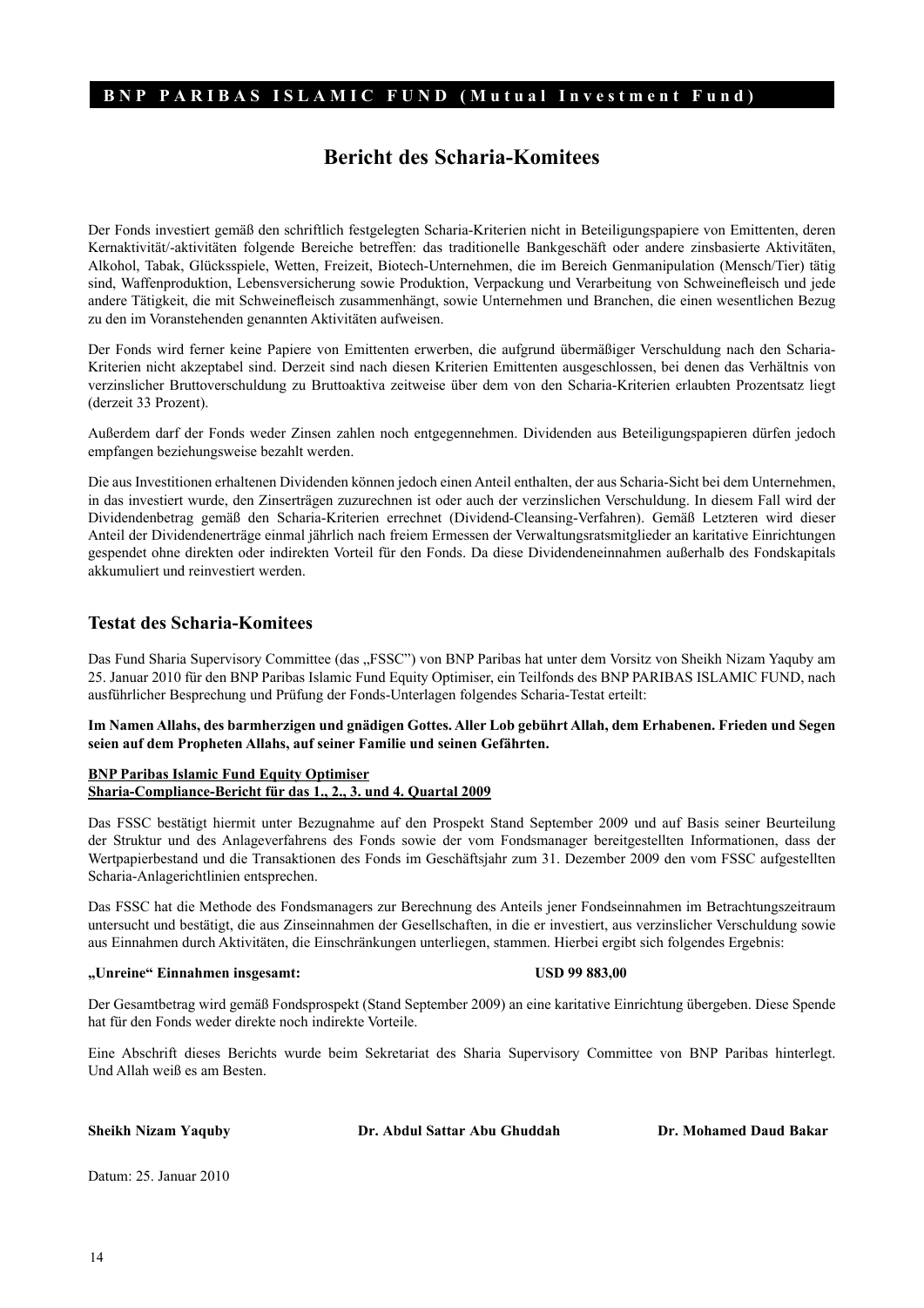## Bericht des Scharia-Komitees

Der Fonds investiert gemäß den schriftlich festgelegten Scharia-Kriterien nicht in Beteiligungspapiere von Emittenten, deren Kernaktivität/-aktivitäten folgende Bereiche betreffen: das traditionelle Bankgeschäft oder andere zinsbasierte Aktivitäten, Alkohol, Tabak, Glücksspiele, Wetten, Freizeit, Biotech-Unternehmen, die im Bereich Genmanipulation (Mensch/Tier) tätig sind, Waffenproduktion, Lebensversicherung sowie Produktion, Verpackung und Verarbeitung von Schweinefleisch und jede andere Tätigkeit, die mit Schweinefleisch zusammenhängt, sowie Unternehmen und Branchen, die einen wesentlichen Bezug zu den im Voranstehenden genannten Aktivitäten aufweisen.

Der Fonds wird ferner keine Papiere von Emittenten erwerben, die aufgrund übermäßiger Verschuldung nach den Scharia-Kriterien nicht akzeptabel sind. Derzeit sind nach diesen Kriterien Emittenten ausgeschlossen, bei denen das Verhältnis von verzinslicher Bruttoverschuldung zu Bruttoaktiva zeitweise über dem von den Scharia-Kriterien erlaubten Prozentsatz liegt (derzeit 33 Prozent).

Außerdem darf der Fonds weder Zinsen zahlen noch entgegennehmen. Dividenden aus Beteiligungspapieren dürfen jedoch empfangen beziehungsweise bezahlt werden.

Die aus Investitionen erhaltenen Dividenden können jedoch einen Anteil enthalten, der aus Scharia-Sicht bei dem Unternehmen, in das investiert wurde, den Zinserträgen zuzurechnen ist oder auch der verzinslichen Verschuldung. In diesem Fall wird der Dividendenbetrag gemäß den Scharia-Kriterien errechnet (Dividend-Cleansing-Verfahren). Gemäß Letzteren wird dieser Anteil der Dividendenerträge einmal jährlich nach freiem Ermessen der Verwaltungsratsmitglieder an karitative Einrichtungen gespendet ohne direkten oder indirekten Vorteil für den Fonds. Da diese Dividendeneinnahmen außerhalb des Fondskapitals akkumuliert und reinvestiert werden.

### Testat des Scharia-Komitees

Das Fund Sharia Supervisory Committee (das „FSSC") von BNP Paribas hat unter dem Vorsitz von Sheikh Nizam Yaquby am 25. Januar 2010 für den BNP Paribas Islamic Fund Equity Optimiser, ein Teilfonds des BNP PARIBAS ISLAMIC FUND, nach ausführlicher Besprechung und Prüfung der Fonds-Unterlagen folgendes Scharia-Testat erteilt:

**Im Namen Allahs, des barmherzigen und gnädigen Gottes. Aller Lob gebührt Allah, dem Erhabenen. Frieden und Segen seien auf dem Propheten Allahs, auf seiner Familie und seinen Gefährten.**

**BNP Paribas Islamic Fund Equity Optimiser**
**Sharia-Compliance-Bericht für das 1., 2., 3. und 4. Quartal 2009**

Das FSSC bestätigt hiermit unter Bezugnahme auf den Prospekt Stand September 2009 und auf Basis seiner Beurteilung der Struktur und des Anlageverfahrens des Fonds sowie der vom Fondsmanager bereitgestellten Informationen, dass der Wertpapierbestand und die Transaktionen des Fonds im Geschäftsjahr zum 31. Dezember 2009 den vom FSSC aufgestellten Scharia-Anlagerichtlinien entsprechen.

Das FSSC hat die Methode des Fondsmanagers zur Berechnung des Anteils jener Fondseinnahmen im Betrachtungszeitraum untersucht und bestätigt, die aus Zinseinnahmen der Gesellschaften, in die er investiert, aus verzinslicher Verschuldung sowie aus Einnahmen durch Aktivitäten, die Einschränkungen unterliegen, stammen. Hierbei ergibt sich folgendes Ergebnis:

**„Unreine" Einnahmen insgesamt:** **USD 99 883,00**

Der Gesamtbetrag wird gemäß Fondsprospekt (Stand September 2009) an eine karitative Einrichtung übergeben. Diese Spende hat für den Fonds weder direkte noch indirekte Vorteile.

Eine Abschrift dieses Berichts wurde beim Sekretariat des Sharia Supervisory Committee von BNP Paribas hinterlegt. Und Allah weiß es am Besten.

**Sheikh Nizam Yaquby** **Dr. Abdul Sattar Abu Ghuddah** **Dr. Mohamed Daud Bakar**

Datum: 25. Januar 2010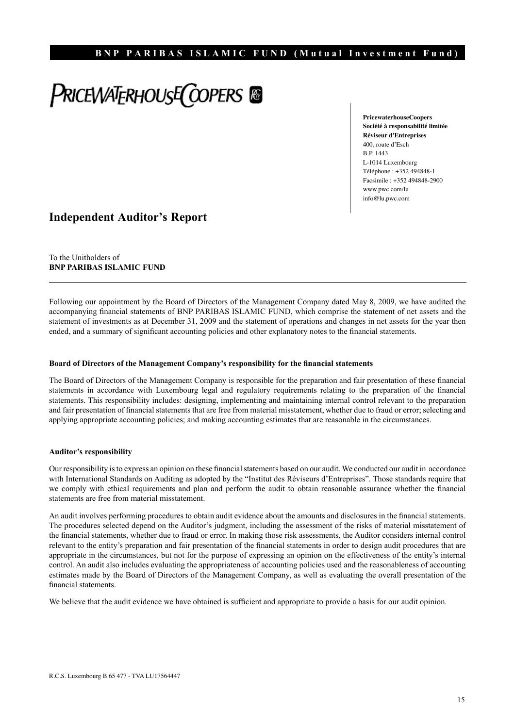PRICEWATERHOUSECOOPERS

**PricewaterhouseCoopers**
**Société à responsabilité limitée**
**Réviseur d'Entreprises**
400, route d'Esch
B.P. 1443
L-1014 Luxembourg
Téléphone : +352 494848-1
Facsimile : +352 494848-2900
www.pwc.com/lu
info@lu.pwc.com

# Independent Auditor's Report

To the Unitholders of
**BNP PARIBAS ISLAMIC FUND**

---

Following our appointment by the Board of Directors of the Management Company dated May 8, 2009, we have audited the accompanying financial statements of BNP PARIBAS ISLAMIC FUND, which comprise the statement of net assets and the statement of investments as at December 31, 2009 and the statement of operations and changes in net assets for the year then ended, and a summary of significant accounting policies and other explanatory notes to the financial statements.

### Board of Directors of the Management Company's responsibility for the financial statements

The Board of Directors of the Management Company is responsible for the preparation and fair presentation of these financial statements in accordance with Luxembourg legal and regulatory requirements relating to the preparation of the financial statements. This responsibility includes: designing, implementing and maintaining internal control relevant to the preparation and fair presentation of financial statements that are free from material misstatement, whether due to fraud or error; selecting and applying appropriate accounting policies; and making accounting estimates that are reasonable in the circumstances.

### Auditor's responsibility

Our responsibility is to express an opinion on these financial statements based on our audit. We conducted our audit in accordance with International Standards on Auditing as adopted by the "Institut des Réviseurs d'Entreprises". Those standards require that we comply with ethical requirements and plan and perform the audit to obtain reasonable assurance whether the financial statements are free from material misstatement.

An audit involves performing procedures to obtain audit evidence about the amounts and disclosures in the financial statements. The procedures selected depend on the Auditor's judgment, including the assessment of the risks of material misstatement of the financial statements, whether due to fraud or error. In making those risk assessments, the Auditor considers internal control relevant to the entity's preparation and fair presentation of the financial statements in order to design audit procedures that are appropriate in the circumstances, but not for the purpose of expressing an opinion on the effectiveness of the entity's internal control. An audit also includes evaluating the appropriateness of accounting policies used and the reasonableness of accounting estimates made by the Board of Directors of the Management Company, as well as evaluating the overall presentation of the financial statements.

We believe that the audit evidence we have obtained is sufficient and appropriate to provide a basis for our audit opinion.

R.C.S. Luxembourg B 65 477 - TVA LU17564447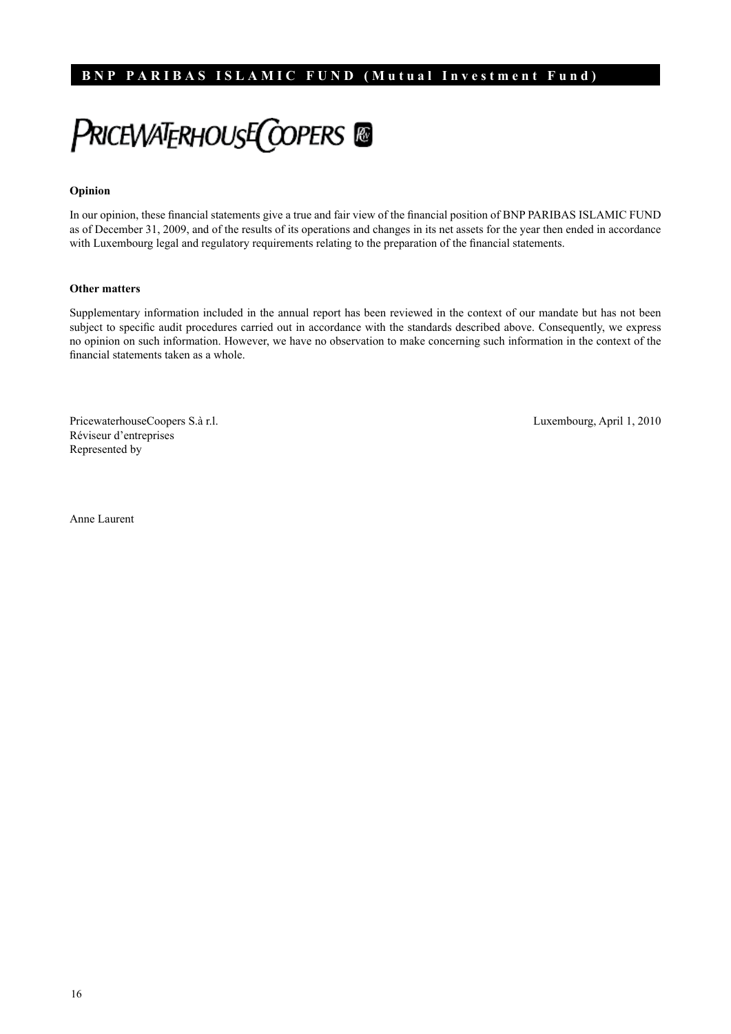PRICEWATERHOUSECOOPERS

**Opinion**

In our opinion, these financial statements give a true and fair view of the financial position of BNP PARIBAS ISLAMIC FUND as of December 31, 2009, and of the results of its operations and changes in its net assets for the year then ended in accordance with Luxembourg legal and regulatory requirements relating to the preparation of the financial statements.

**Other matters**

Supplementary information included in the annual report has been reviewed in the context of our mandate but has not been subject to specific audit procedures carried out in accordance with the standards described above. Consequently, we express no opinion on such information. However, we have no observation to make concerning such information in the context of the financial statements taken as a whole.

PricewaterhouseCoopers S.à r.l.
Réviseur d'entreprises
Represented by

Luxembourg, April 1, 2010

Anne Laurent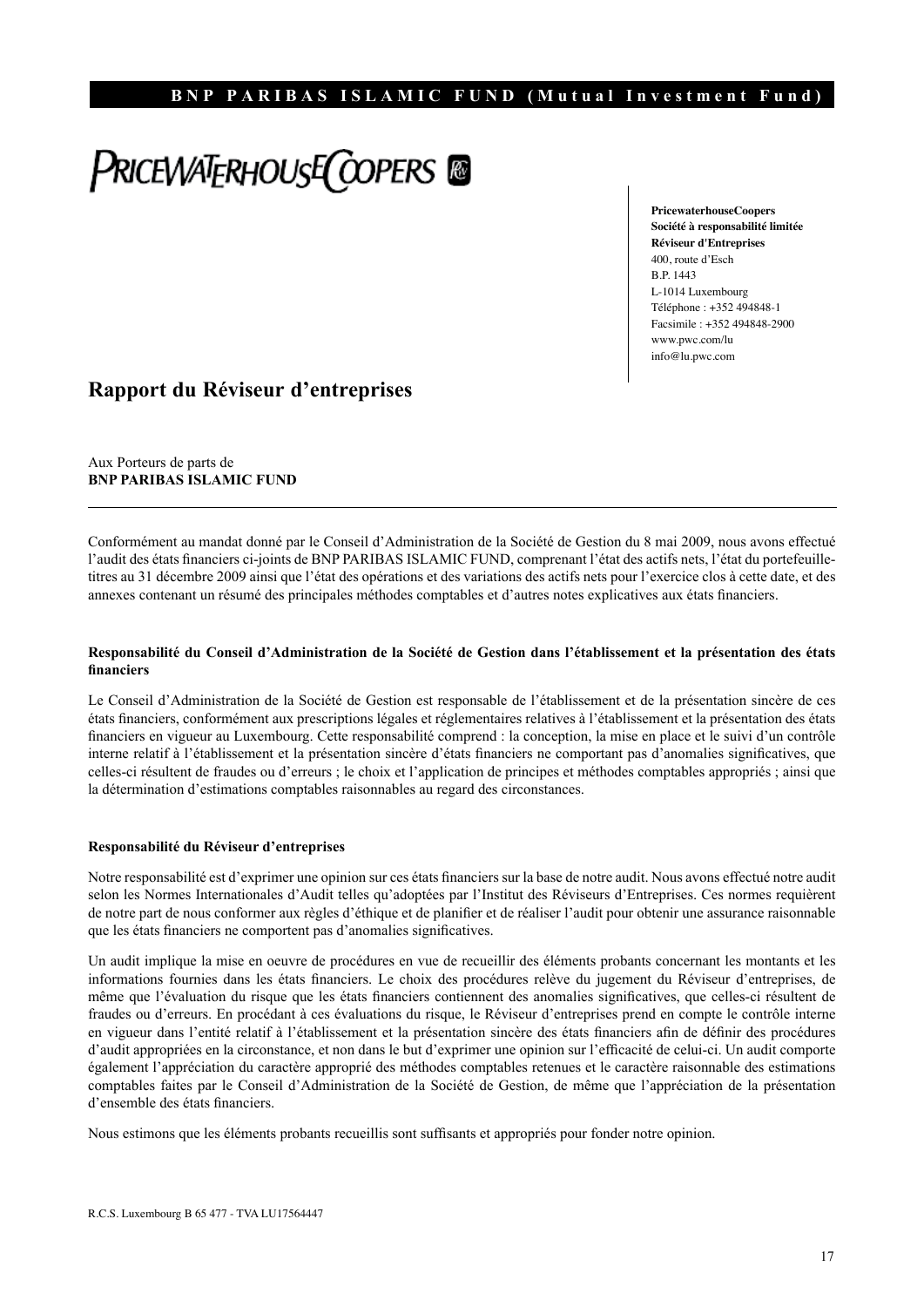PRICEWATERHOUSECOOPERS

**PricewaterhouseCoopers**
**Société à responsabilité limitée**
**Réviseur d'Entreprises**
400, route d'Esch
B.P. 1443
L-1014 Luxembourg
Téléphone : +352 494848-1
Facsimile : +352 494848-2900
www.pwc.com/lu
info@lu.pwc.com

# Rapport du Réviseur d'entreprises

Aux Porteurs de parts de
**BNP PARIBAS ISLAMIC FUND**

---

Conformément au mandat donné par le Conseil d'Administration de la Société de Gestion du 8 mai 2009, nous avons effectué l'audit des états financiers ci-joints de BNP PARIBAS ISLAMIC FUND, comprenant l'état des actifs nets, l'état du portefeuille-titres au 31 décembre 2009 ainsi que l'état des opérations et des variations des actifs nets pour l'exercice clos à cette date, et des annexes contenant un résumé des principales méthodes comptables et d'autres notes explicatives aux états financiers.

**Responsabilité du Conseil d'Administration de la Société de Gestion dans l'établissement et la présentation des états financiers**

Le Conseil d'Administration de la Société de Gestion est responsable de l'établissement et de la présentation sincère de ces états financiers, conformément aux prescriptions légales et réglementaires relatives à l'établissement et la présentation des états financiers en vigueur au Luxembourg. Cette responsabilité comprend : la conception, la mise en place et le suivi d'un contrôle interne relatif à l'établissement et la présentation sincère d'états financiers ne comportant pas d'anomalies significatives, que celles-ci résultent de fraudes ou d'erreurs ; le choix et l'application de principes et méthodes comptables appropriés ; ainsi que la détermination d'estimations comptables raisonnables au regard des circonstances.

**Responsabilité du Réviseur d'entreprises**

Notre responsabilité est d'exprimer une opinion sur ces états financiers sur la base de notre audit. Nous avons effectué notre audit selon les Normes Internationales d'Audit telles qu'adoptées par l'Institut des Réviseurs d'Entreprises. Ces normes requièrent de notre part de nous conformer aux règles d'éthique et de planifier et de réaliser l'audit pour obtenir une assurance raisonnable que les états financiers ne comportent pas d'anomalies significatives.

Un audit implique la mise en oeuvre de procédures en vue de recueillir des éléments probants concernant les montants et les informations fournies dans les états financiers. Le choix des procédures relève du jugement du Réviseur d'entreprises, de même que l'évaluation du risque que les états financiers contiennent des anomalies significatives, que celles-ci résultent de fraudes ou d'erreurs. En procédant à ces évaluations du risque, le Réviseur d'entreprises prend en compte le contrôle interne en vigueur dans l'entité relatif à l'établissement et la présentation sincère des états financiers afin de définir des procédures d'audit appropriées en la circonstance, et non dans le but d'exprimer une opinion sur l'efficacité de celui-ci. Un audit comporte également l'appréciation du caractère approprié des méthodes comptables retenues et le caractère raisonnable des estimations comptables faites par le Conseil d'Administration de la Société de Gestion, de même que l'appréciation de la présentation d'ensemble des états financiers.

Nous estimons que les éléments probants recueillis sont suffisants et appropriés pour fonder notre opinion.

R.C.S. Luxembourg B 65 477 - TVA LU17564447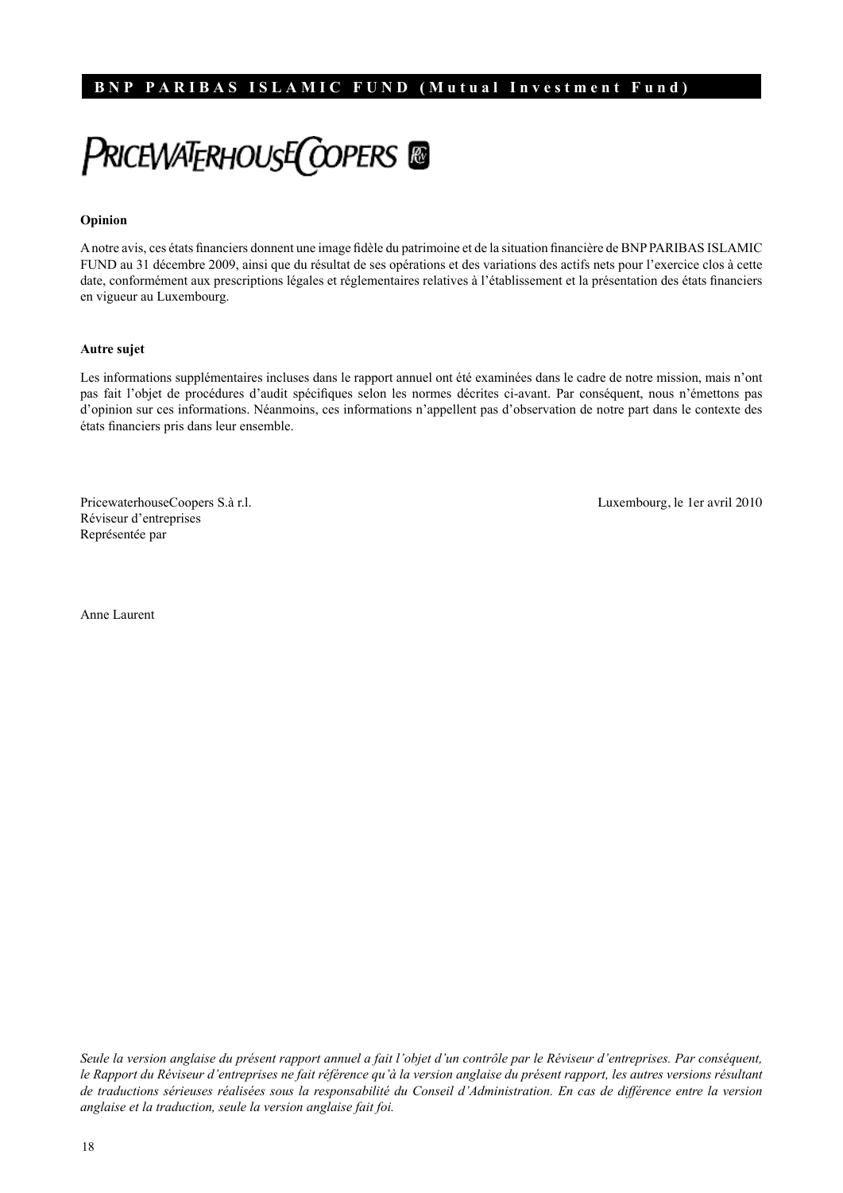PRICEWATERHOUSECOOPERS

**Opinion**

A notre avis, ces états financiers donnent une image fidèle du patrimoine et de la situation financière de BNP PARIBAS ISLAMIC FUND au 31 décembre 2009, ainsi que du résultat de ses opérations et des variations des actifs nets pour l'exercice clos à cette date, conformément aux prescriptions légales et réglementaires relatives à l'établissement et la présentation des états financiers en vigueur au Luxembourg.

**Autre sujet**

Les informations supplémentaires incluses dans le rapport annuel ont été examinées dans le cadre de notre mission, mais n'ont pas fait l'objet de procédures d'audit spécifiques selon les normes décrites ci-avant. Par conséquent, nous n'émettons pas d'opinion sur ces informations. Néanmoins, ces informations n'appellent pas d'observation de notre part dans le contexte des états financiers pris dans leur ensemble.

PricewaterhouseCoopers S.à r.l.
Réviseur d'entreprises
Représentée par

Luxembourg, le 1er avril 2010

Anne Laurent

*Seule la version anglaise du présent rapport annuel a fait l'objet d'un contrôle par le Réviseur d'entreprises. Par conséquent, le Rapport du Réviseur d'entreprises ne fait référence qu'à la version anglaise du présent rapport, les autres versions résultant de traductions sérieuses réalisées sous la responsabilité du Conseil d'Administration. En cas de différence entre la version anglaise et la traduction, seule la version anglaise fait foi.*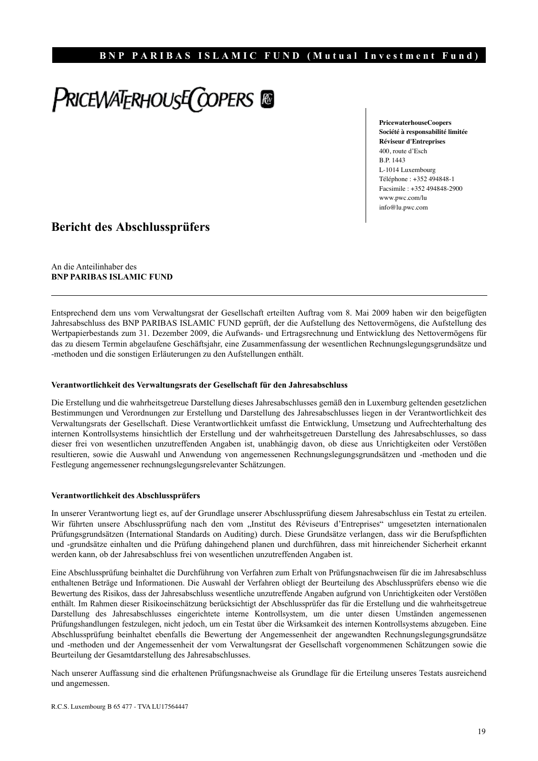PRICEWATERHOUSECOOPERS

**PricewaterhouseCoopers**
**Société à responsabilité limitée**
**Réviseur d'Entreprises**
400, route d'Esch
B.P. 1443
L-1014 Luxembourg
Téléphone : +352 494848-1
Facsimile : +352 494848-2900
www.pwc.com/lu
info@lu.pwc.com

## Bericht des Abschlussprüfers

An die Anteilinhaber des
**BNP PARIBAS ISLAMIC FUND**

---

Entsprechend dem uns vom Verwaltungsrat der Gesellschaft erteilten Auftrag vom 8. Mai 2009 haben wir den beigefügten Jahresabschluss des BNP PARIBAS ISLAMIC FUND geprüft, der die Aufstellung des Nettovermögens, die Aufstellung des Wertpapierbestands zum 31. Dezember 2009, die Aufwands- und Ertragsrechnung und Entwicklung des Nettovermögens für das zu diesem Termin abgelaufene Geschäftsjahr, eine Zusammenfassung der wesentlichen Rechnungslegungsgrundsätze und -methoden und die sonstigen Erläuterungen zu den Aufstellungen enthält.

**Verantwortlichkeit des Verwaltungsrats der Gesellschaft für den Jahresabschluss**

Die Erstellung und die wahrheitsgetreue Darstellung dieses Jahresabschlusses gemäß den in Luxemburg geltenden gesetzlichen Bestimmungen und Verordnungen zur Erstellung und Darstellung des Jahresabschlusses liegen in der Verantwortlichkeit des Verwaltungsrats der Gesellschaft. Diese Verantwortlichkeit umfasst die Entwicklung, Umsetzung und Aufrechterhaltung des internen Kontrollsystems hinsichtlich der Erstellung und der wahrheitsgetreuen Darstellung des Jahresabschlusses, so dass dieser frei von wesentlichen unzutreffenden Angaben ist, unabhängig davon, ob diese aus Unrichtigkeiten oder Verstößen resultieren, sowie die Auswahl und Anwendung von angemessenen Rechnungslegungsgrundsätzen und -methoden und die Festlegung angemessener rechnungslegungsrelevanter Schätzungen.

**Verantwortlichkeit des Abschlussprüfers**

In unserer Verantwortung liegt es, auf der Grundlage unserer Abschlussprüfung diesem Jahresabschluss ein Testat zu erteilen. Wir führten unsere Abschlussprüfung nach den vom „Institut des Réviseurs d'Entreprises" umgesetzten internationalen Prüfungsgrundsätzen (International Standards on Auditing) durch. Diese Grundsätze verlangen, dass wir die Berufspflichten und -grundsätze einhalten und die Prüfung dahingehend planen und durchführen, dass mit hinreichender Sicherheit erkannt werden kann, ob der Jahresabschluss frei von wesentlichen unzutreffenden Angaben ist.

Eine Abschlussprüfung beinhaltet die Durchführung von Verfahren zum Erhalt von Prüfungsnachweisen für die im Jahresabschluss enthaltenen Beträge und Informationen. Die Auswahl der Verfahren obliegt der Beurteilung des Abschlussprüfers ebenso wie die Bewertung des Risikos, dass der Jahresabschluss wesentliche unzutreffende Angaben aufgrund von Unrichtigkeiten oder Verstößen enthält. Im Rahmen dieser Risikoeinschätzung berücksichtigt der Abschlussprüfer das für die Erstellung und die wahrheitsgetreue Darstellung des Jahresabschlusses eingerichtete interne Kontrollsystem, um die unter diesen Umständen angemessenen Prüfungshandlungen festzulegen, nicht jedoch, um ein Testat über die Wirksamkeit des internen Kontrollsystems abzugeben. Eine Abschlussprüfung beinhaltet ebenfalls die Bewertung der Angemessenheit der angewandten Rechnungslegungsgrundsätze und -methoden und der Angemessenheit der vom Verwaltungsrat der Gesellschaft vorgenommenen Schätzungen sowie die Beurteilung der Gesamtdarstellung des Jahresabschlusses.

Nach unserer Auffassung sind die erhaltenen Prüfungsnachweise als Grundlage für die Erteilung unseres Testats ausreichend und angemessen.

R.C.S. Luxembourg B 65 477 - TVA LU17564447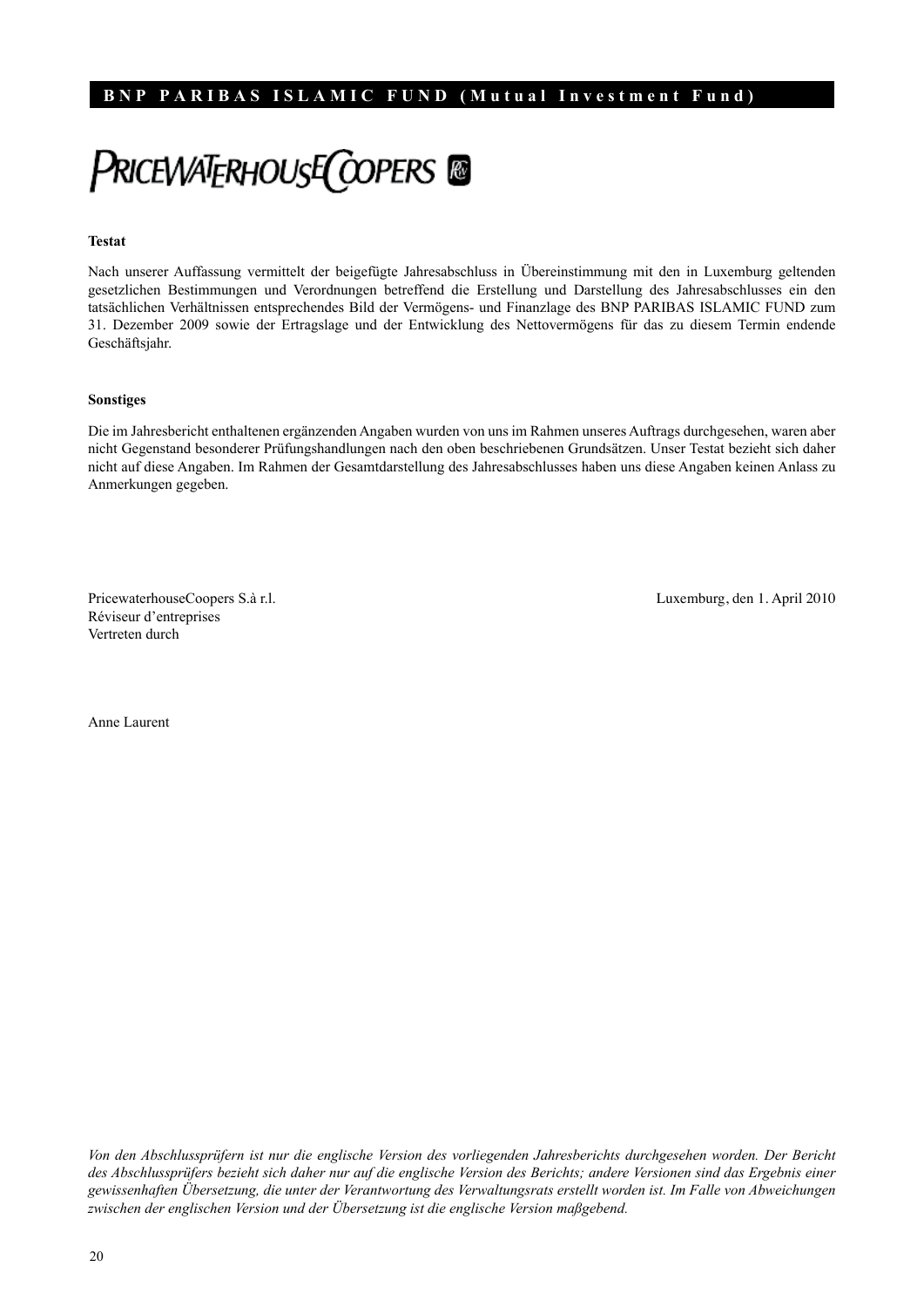PRICEWATERHOUSECOOPERS

**Testat**

Nach unserer Auffassung vermittelt der beigefügte Jahresabschluss in Übereinstimmung mit den in Luxemburg geltenden gesetzlichen Bestimmungen und Verordnungen betreffend die Erstellung und Darstellung des Jahresabschlusses ein den tatsächlichen Verhältnissen entsprechendes Bild der Vermögens- und Finanzlage des BNP PARIBAS ISLAMIC FUND zum 31. Dezember 2009 sowie der Ertragslage und der Entwicklung des Nettovermögens für das zu diesem Termin endende Geschäftsjahr.

**Sonstiges**

Die im Jahresbericht enthaltenen ergänzenden Angaben wurden von uns im Rahmen unseres Auftrags durchgesehen, waren aber nicht Gegenstand besonderer Prüfungshandlungen nach den oben beschriebenen Grundsätzen. Unser Testat bezieht sich daher nicht auf diese Angaben. Im Rahmen der Gesamtdarstellung des Jahresabschlusses haben uns diese Angaben keinen Anlass zu Anmerkungen gegeben.

PricewaterhouseCoopers S.à r.l.
Réviseur d'entreprises
Vertreten durch

Luxemburg, den 1. April 2010

Anne Laurent

*Von den Abschlussprüfern ist nur die englische Version des vorliegenden Jahresberichts durchgesehen worden. Der Bericht des Abschlussprüfers bezieht sich daher nur auf die englische Version des Berichts; andere Versionen sind das Ergebnis einer gewissenhaften Übersetzung, die unter der Verantwortung des Verwaltungsrats erstellt worden ist. Im Falle von Abweichungen zwischen der englischen Version und der Übersetzung ist die englische Version maßgebend.*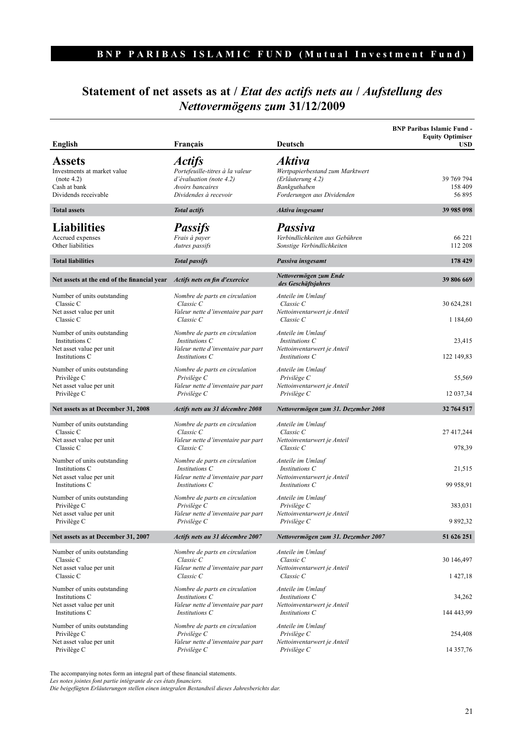**BNP PARIBAS ISLAMIC FUND (Mutual Investment Fund)**

# Statement of net assets as at / *Etat des actifs nets au / Aufstellung des Nettovermögens zum* 31/12/2009

| English | Français | Deutsch | BNP Paribas Islamic Fund - Equity Optimiser USD |
|---|---|---|---|
| **Assets** | ***Actifs*** | ***Aktiva*** | |
| Investments at market value (note 4.2) | *Portefeuille-titres à la valeur d'évaluation (note 4.2)* | *Wertpapierbestand zum Marktwert (Erläuterung 4.2)* | 39 769 794 |
| Cash at bank | *Avoirs bancaires* | *Bankguthaben* | 158 409 |
| Dividends receivable | *Dividendes à recevoir* | *Forderungen aus Dividenden* | 56 895 |
| **Total assets** | ***Total actifs*** | ***Aktiva insgesamt*** | **39 985 098** |
| **Liabilities** | ***Passifs*** | ***Passiva*** | |
| Accrued expenses | *Frais à payer* | *Verbindlichkeiten aus Gebühren* | 66 221 |
| Other liabilities | *Autres passifs* | *Sonstige Verbindlichkeiten* | 112 208 |
| **Total liabilities** | ***Total passifs*** | ***Passiva insgesamt*** | **178 429** |
| **Net assets at the end of the financial year** | ***Actifs nets en fin d'exercice*** | ***Nettovermögen zum Ende des Geschäftsjahres*** | **39 806 669** |
| Number of units outstanding Classic C | *Nombre de parts en circulation Classic C* | *Anteile im Umlauf Classic C* | 30 624,281 |
| Net asset value per unit Classic C | *Valeur nette d'inventaire par part Classic C* | *Nettoinventarwert je Anteil Classic C* | 1 184,60 |
| Number of units outstanding Institutions C | *Nombre de parts en circulation Institutions C* | *Anteile im Umlauf Institutions C* | 23,415 |
| Net asset value per unit Institutions C | *Valeur nette d'inventaire par part Institutions C* | *Nettoinventarwert je Anteil Institutions C* | 122 149,83 |
| Number of units outstanding Privilège C | *Nombre de parts en circulation Privilège C* | *Anteile im Umlauf Privilège C* | 55,569 |
| Net asset value per unit Privilège C | *Valeur nette d'inventaire par part Privilège C* | *Nettoinventarwert je Anteil Privilège C* | 12 037,34 |
| **Net assets as at December 31, 2008** | ***Actifs nets au 31 décembre 2008*** | ***Nettovermögen zum 31. Dezember 2008*** | **32 764 517** |
| Number of units outstanding Classic C | *Nombre de parts en circulation Classic C* | *Anteile im Umlauf Classic C* | 27 417,244 |
| Net asset value per unit Classic C | *Valeur nette d'inventaire par part Classic C* | *Nettoinventarwert je Anteil Classic C* | 978,39 |
| Number of units outstanding Institutions C | *Nombre de parts en circulation Institutions C* | *Anteile im Umlauf Institutions C* | 21,515 |
| Net asset value per unit Institutions C | *Valeur nette d'inventaire par part Institutions C* | *Nettoinventarwert je Anteil Institutions C* | 99 958,91 |
| Number of units outstanding Privilège C | *Nombre de parts en circulation Privilège C* | *Anteile im Umlauf Privilège C* | 383,031 |
| Net asset value per unit Privilège C | *Valeur nette d'inventaire par part Privilège C* | *Nettoinventarwert je Anteil Privilège C* | 9 892,32 |
| **Net assets as at December 31, 2007** | ***Actifs nets au 31 décembre 2007*** | ***Nettovermögen zum 31. Dezember 2007*** | **51 626 251** |
| Number of units outstanding Classic C | *Nombre de parts en circulation Classic C* | *Anteile im Umlauf Classic C* | 30 146,497 |
| Net asset value per unit Classic C | *Valeur nette d'inventaire par part Classic C* | *Nettoinventarwert je Anteil Classic C* | 1 427,18 |
| Number of units outstanding Institutions C | *Nombre de parts en circulation Institutions C* | *Anteile im Umlauf Institutions C* | 34,262 |
| Net asset value per unit Institutions C | *Valeur nette d'inventaire par part Institutions C* | *Nettoinventarwert je Anteil Institutions C* | 144 443,99 |
| Number of units outstanding Privilège C | *Nombre de parts en circulation Privilège C* | *Anteile im Umlauf Privilège C* | 254,408 |
| Net asset value per unit Privilège C | *Valeur nette d'inventaire par part Privilège C* | *Nettoinventarwert je Anteil Privilège C* | 14 357,76 |

The accompanying notes form an integral part of these financial statements.
*Les notes jointes font partie intégrante de ces états financiers.*
*Die beigefügten Erläuterungen stellen einen integralen Bestandteil dieses Jahresberichts dar.*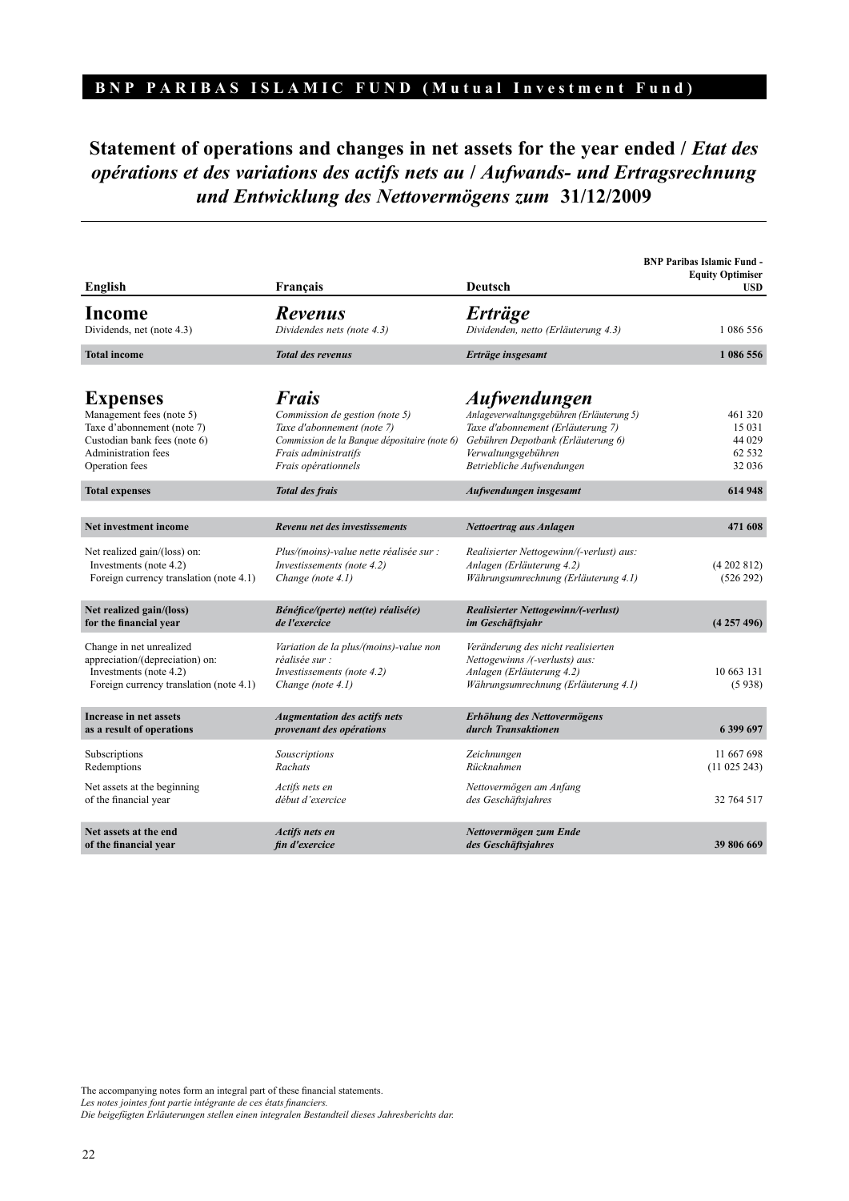**BNP PARIBAS ISLAMIC FUND (Mutual Investment Fund)**

# Statement of operations and changes in net assets for the year ended / *Etat des opérations et des variations des actifs nets au / Aufwands- und Ertragsrechnung und Entwicklung des Nettovermögens zum* 31/12/2009

| English | Français | Deutsch | BNP Paribas Islamic Fund - Equity Optimiser USD |
|---|---|---|---|
| **Income** | ***Revenus*** | ***Erträge*** | |
| Dividends, net (note 4.3) | *Dividendes nets (note 4.3)* | *Dividenden, netto (Erläuterung 4.3)* | 1 086 556 |
| **Total income** | ***Total des revenus*** | ***Erträge insgesamt*** | **1 086 556** |
| **Expenses** | ***Frais*** | ***Aufwendungen*** | |
| Management fees (note 5) | *Commission de gestion (note 5)* | *Anlageverwaltungsgebühren (Erläuterung 5)* | 461 320 |
| Taxe d'abonnement (note 7) | *Taxe d'abonnement (note 7)* | *Taxe d'abonnement (Erläuterung 7)* | 15 031 |
| Custodian bank fees (note 6) | *Commission de la Banque dépositaire (note 6)* | *Gebühren Depotbank (Erläuterung 6)* | 44 029 |
| Administration fees | *Frais administratifs* | *Verwaltungsgebühren* | 62 532 |
| Operation fees | *Frais opérationnels* | *Betriebliche Aufwendungen* | 32 036 |
| **Total expenses** | ***Total des frais*** | ***Aufwendungen insgesamt*** | **614 948** |
| **Net investment income** | ***Revenu net des investissements*** | ***Nettoertrag aus Anlagen*** | **471 608** |
| Net realized gain/(loss) on: | *Plus/(moins)-value nette réalisée sur :* | *Realisierter Nettogewinn/(-verlust) aus:* | |
| Investments (note 4.2) | *Investissements (note 4.2)* | *Anlagen (Erläuterung 4.2)* | (4 202 812) |
| Foreign currency translation (note 4.1) | *Change (note 4.1)* | *Währungsumrechnung (Erläuterung 4.1)* | (526 292) |
| **Net realized gain/(loss) for the financial year** | ***Bénéfice/(perte) net(te) réalisé(e) de l'exercice*** | ***Realisierter Nettogewinn/(-verlust) im Geschäftsjahr*** | **(4 257 496)** |
| Change in net unrealized appreciation/(depreciation) on: | *Variation de la plus/(moins)-value non réalisée sur :* | *Veränderung des nicht realisierten Nettogewinns /(-verlusts) aus:* | |
| Investments (note 4.2) | *Investissements (note 4.2)* | *Anlagen (Erläuterung 4.2)* | 10 663 131 |
| Foreign currency translation (note 4.1) | *Change (note 4.1)* | *Währungsumrechnung (Erläuterung 4.1)* | (5 938) |
| **Increase in net assets as a result of operations** | ***Augmentation des actifs nets provenant des opérations*** | ***Erhöhung des Nettovermögens durch Transaktionen*** | **6 399 697** |
| Subscriptions | *Souscriptions* | *Zeichnungen* | 11 667 698 |
| Redemptions | *Rachats* | *Rücknahmen* | (11 025 243) |
| Net assets at the beginning of the financial year | *Actifs nets en début d'exercice* | *Nettovermögen am Anfang des Geschäftsjahres* | 32 764 517 |
| **Net assets at the end of the financial year** | ***Actifs nets en fin d'exercice*** | ***Nettovermögen zum Ende des Geschäftsjahres*** | **39 806 669** |

The accompanying notes form an integral part of these financial statements.
*Les notes jointes font partie intégrante de ces états financiers.*
*Die beigefügten Erläuterungen stellen einen integralen Bestandteil dieses Jahresberichts dar.*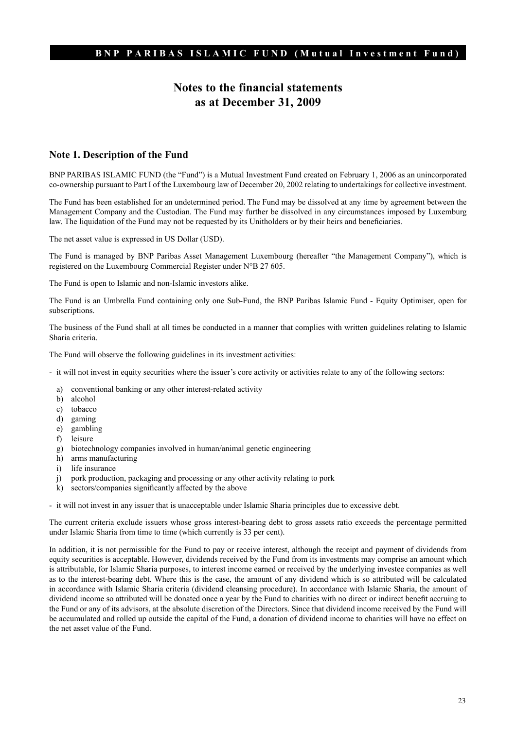# Notes to the financial statements as at December 31, 2009

## Note 1. Description of the Fund

BNP PARIBAS ISLAMIC FUND (the "Fund") is a Mutual Investment Fund created on February 1, 2006 as an unincorporated co-ownership pursuant to Part I of the Luxembourg law of December 20, 2002 relating to undertakings for collective investment.

The Fund has been established for an undetermined period. The Fund may be dissolved at any time by agreement between the Management Company and the Custodian. The Fund may further be dissolved in any circumstances imposed by Luxemburg law. The liquidation of the Fund may not be requested by its Unitholders or by their heirs and beneficiaries.

The net asset value is expressed in US Dollar (USD).

The Fund is managed by BNP Paribas Asset Management Luxembourg (hereafter "the Management Company"), which is registered on the Luxembourg Commercial Register under N°B 27 605.

The Fund is open to Islamic and non-Islamic investors alike.

The Fund is an Umbrella Fund containing only one Sub-Fund, the BNP Paribas Islamic Fund - Equity Optimiser, open for subscriptions.

The business of the Fund shall at all times be conducted in a manner that complies with written guidelines relating to Islamic Sharia criteria.

The Fund will observe the following guidelines in its investment activities:

- it will not invest in equity securities where the issuer's core activity or activities relate to any of the following sectors:
  a) conventional banking or any other interest-related activity
  b) alcohol
  c) tobacco
  d) gaming
  e) gambling
  f) leisure
  g) biotechnology companies involved in human/animal genetic engineering
  h) arms manufacturing
  i) life insurance
  j) pork production, packaging and processing or any other activity relating to pork
  k) sectors/companies significantly affected by the above
- it will not invest in any issuer that is unacceptable under Islamic Sharia principles due to excessive debt.

The current criteria exclude issuers whose gross interest-bearing debt to gross assets ratio exceeds the percentage permitted under Islamic Sharia from time to time (which currently is 33 per cent).

In addition, it is not permissible for the Fund to pay or receive interest, although the receipt and payment of dividends from equity securities is acceptable. However, dividends received by the Fund from its investments may comprise an amount which is attributable, for Islamic Sharia purposes, to interest income earned or received by the underlying investee companies as well as to the interest-bearing debt. Where this is the case, the amount of any dividend which is so attributed will be calculated in accordance with Islamic Sharia criteria (dividend cleansing procedure). In accordance with Islamic Sharia, the amount of dividend income so attributed will be donated once a year by the Fund to charities with no direct or indirect benefit accruing to the Fund or any of its advisors, at the absolute discretion of the Directors. Since that dividend income received by the Fund will be accumulated and rolled up outside the capital of the Fund, a donation of dividend income to charities will have no effect on the net asset value of the Fund.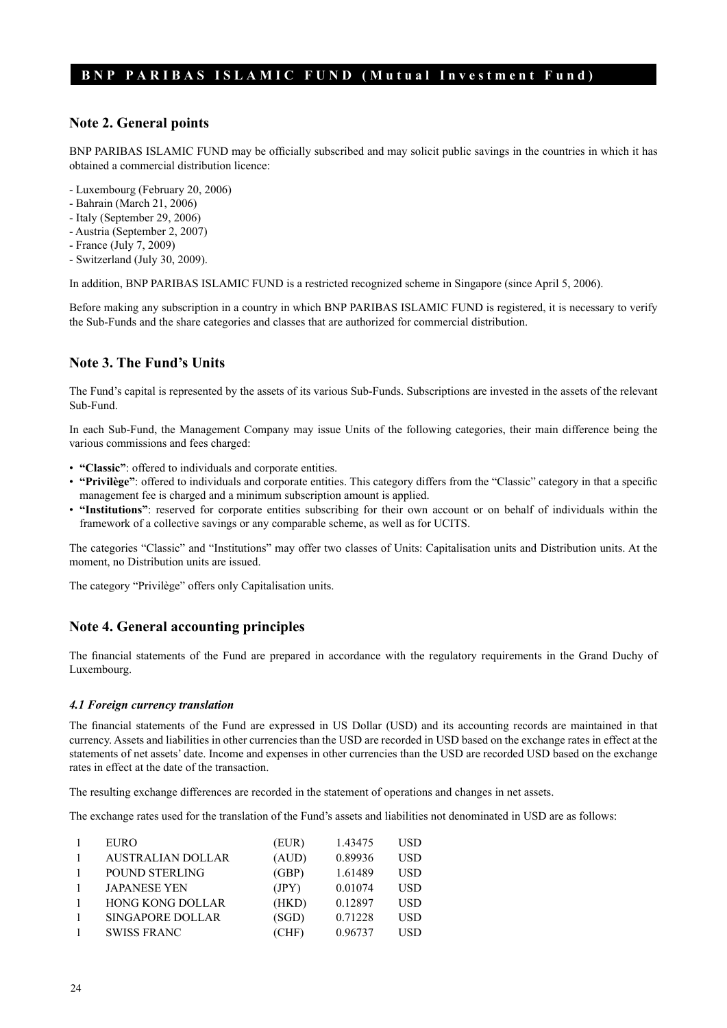## Note 2. General points

BNP PARIBAS ISLAMIC FUND may be officially subscribed and may solicit public savings in the countries in which it has obtained a commercial distribution licence:

- Luxembourg (February 20, 2006)
- Bahrain (March 21, 2006)
- Italy (September 29, 2006)
- Austria (September 2, 2007)
- France (July 7, 2009)
- Switzerland (July 30, 2009).

In addition, BNP PARIBAS ISLAMIC FUND is a restricted recognized scheme in Singapore (since April 5, 2006).

Before making any subscription in a country in which BNP PARIBAS ISLAMIC FUND is registered, it is necessary to verify the Sub-Funds and the share categories and classes that are authorized for commercial distribution.

## Note 3. The Fund's Units

The Fund's capital is represented by the assets of its various Sub-Funds. Subscriptions are invested in the assets of the relevant Sub-Fund.

In each Sub-Fund, the Management Company may issue Units of the following categories, their main difference being the various commissions and fees charged:

- **"Classic"**: offered to individuals and corporate entities.
- **"Privilège"**: offered to individuals and corporate entities. This category differs from the "Classic" category in that a specific management fee is charged and a minimum subscription amount is applied.
- **"Institutions"**: reserved for corporate entities subscribing for their own account or on behalf of individuals within the framework of a collective savings or any comparable scheme, as well as for UCITS.

The categories "Classic" and "Institutions" may offer two classes of Units: Capitalisation units and Distribution units. At the moment, no Distribution units are issued.

The category "Privilège" offers only Capitalisation units.

## Note 4. General accounting principles

The financial statements of the Fund are prepared in accordance with the regulatory requirements in the Grand Duchy of Luxembourg.

### *4.1 Foreign currency translation*

The financial statements of the Fund are expressed in US Dollar (USD) and its accounting records are maintained in that currency. Assets and liabilities in other currencies than the USD are recorded in USD based on the exchange rates in effect at the statements of net assets' date. Income and expenses in other currencies than the USD are recorded USD based on the exchange rates in effect at the date of the transaction.

The resulting exchange differences are recorded in the statement of operations and changes in net assets.

The exchange rates used for the translation of the Fund's assets and liabilities not denominated in USD are as follows:

| | | | | |
|---|---|---|---|---|
| 1 | EURO | (EUR) | 1.43475 | USD |
| 1 | AUSTRALIAN DOLLAR | (AUD) | 0.89936 | USD |
| 1 | POUND STERLING | (GBP) | 1.61489 | USD |
| 1 | JAPANESE YEN | (JPY) | 0.01074 | USD |
| 1 | HONG KONG DOLLAR | (HKD) | 0.12897 | USD |
| 1 | SINGAPORE DOLLAR | (SGD) | 0.71228 | USD |
| 1 | SWISS FRANC | (CHF) | 0.96737 | USD |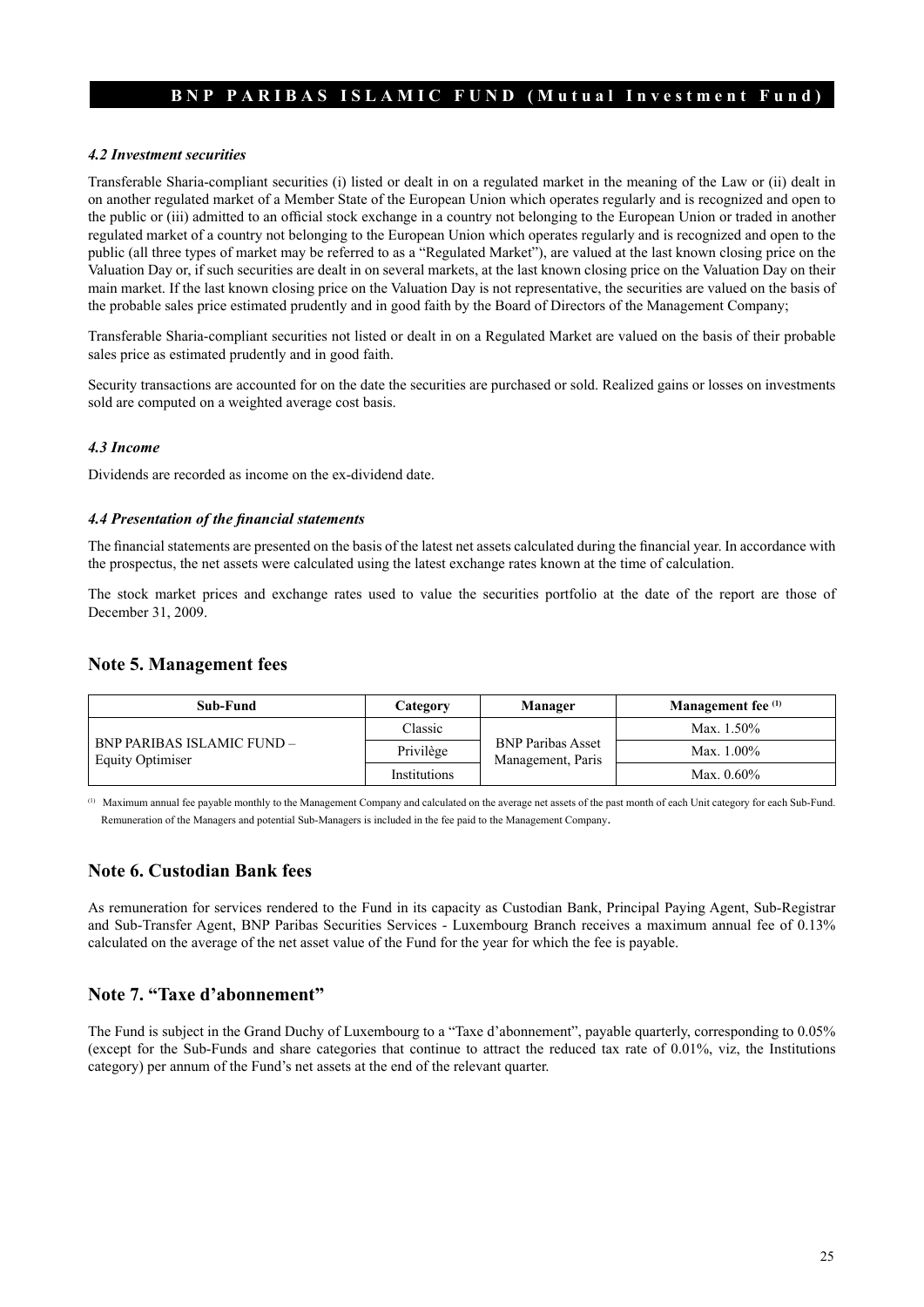#### *4.2 Investment securities*

Transferable Sharia-compliant securities (i) listed or dealt in on a regulated market in the meaning of the Law or (ii) dealt in on another regulated market of a Member State of the European Union which operates regularly and is recognized and open to the public or (iii) admitted to an official stock exchange in a country not belonging to the European Union or traded in another regulated market of a country not belonging to the European Union which operates regularly and is recognized and open to the public (all three types of market may be referred to as a "Regulated Market"), are valued at the last known closing price on the Valuation Day or, if such securities are dealt in on several markets, at the last known closing price on the Valuation Day on their main market. If the last known closing price on the Valuation Day is not representative, the securities are valued on the basis of the probable sales price estimated prudently and in good faith by the Board of Directors of the Management Company;

Transferable Sharia-compliant securities not listed or dealt in on a Regulated Market are valued on the basis of their probable sales price as estimated prudently and in good faith.

Security transactions are accounted for on the date the securities are purchased or sold. Realized gains or losses on investments sold are computed on a weighted average cost basis.

#### *4.3 Income*

Dividends are recorded as income on the ex-dividend date.

#### *4.4 Presentation of the financial statements*

The financial statements are presented on the basis of the latest net assets calculated during the financial year. In accordance with the prospectus, the net assets were calculated using the latest exchange rates known at the time of calculation.

The stock market prices and exchange rates used to value the securities portfolio at the date of the report are those of December 31, 2009.

## Note 5. Management fees

| Sub-Fund | Category | Manager | Management fee [1] |
|---|---|---|---|
| BNP PARIBAS ISLAMIC FUND – Equity Optimiser | Classic | BNP Paribas Asset Management, Paris | Max. 1.50% |
| | Privilège | | Max. 1.00% |
| | Institutions | | Max. 0.60% |

[1] Maximum annual fee payable monthly to the Management Company and calculated on the average net assets of the past month of each Unit category for each Sub-Fund. Remuneration of the Managers and potential Sub-Managers is included in the fee paid to the Management Company.

## Note 6. Custodian Bank fees

As remuneration for services rendered to the Fund in its capacity as Custodian Bank, Principal Paying Agent, Sub-Registrar and Sub-Transfer Agent, BNP Paribas Securities Services - Luxembourg Branch receives a maximum annual fee of 0.13% calculated on the average of the net asset value of the Fund for the year for which the fee is payable.

## Note 7. "Taxe d'abonnement"

The Fund is subject in the Grand Duchy of Luxembourg to a "Taxe d'abonnement", payable quarterly, corresponding to 0.05% (except for the Sub-Funds and share categories that continue to attract the reduced tax rate of 0.01%, viz, the Institutions category) per annum of the Fund's net assets at the end of the relevant quarter.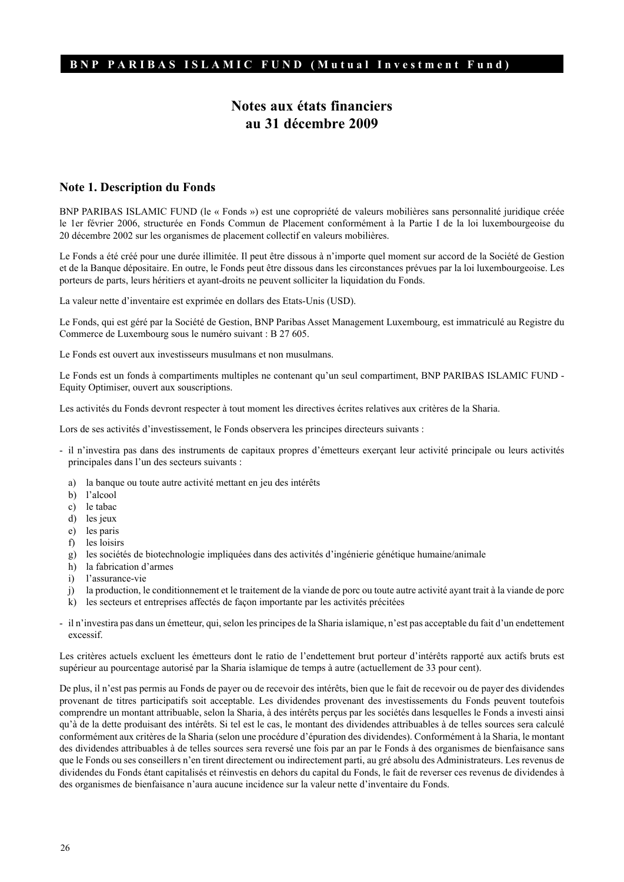# Notes aux états financiers au 31 décembre 2009

## Note 1. Description du Fonds

BNP PARIBAS ISLAMIC FUND (le « Fonds ») est une copropriété de valeurs mobilières sans personnalité juridique créée le 1er février 2006, structurée en Fonds Commun de Placement conformément à la Partie I de la loi luxembourgeoise du 20 décembre 2002 sur les organismes de placement collectif en valeurs mobilières.

Le Fonds a été créé pour une durée illimitée. Il peut être dissous à n'importe quel moment sur accord de la Société de Gestion et de la Banque dépositaire. En outre, le Fonds peut être dissous dans les circonstances prévues par la loi luxembourgeoise. Les porteurs de parts, leurs héritiers et ayant-droits ne peuvent solliciter la liquidation du Fonds.

La valeur nette d'inventaire est exprimée en dollars des Etats-Unis (USD).

Le Fonds, qui est géré par la Société de Gestion, BNP Paribas Asset Management Luxembourg, est immatriculé au Registre du Commerce de Luxembourg sous le numéro suivant : B 27 605.

Le Fonds est ouvert aux investisseurs musulmans et non musulmans.

Le Fonds est un fonds à compartiments multiples ne contenant qu'un seul compartiment, BNP PARIBAS ISLAMIC FUND - Equity Optimiser, ouvert aux souscriptions.

Les activités du Fonds devront respecter à tout moment les directives écrites relatives aux critères de la Sharia.

Lors de ses activités d'investissement, le Fonds observera les principes directeurs suivants :

- il n'investira pas dans des instruments de capitaux propres d'émetteurs exerçant leur activité principale ou leurs activités principales dans l'un des secteurs suivants :
  a) la banque ou toute autre activité mettant en jeu des intérêts
  b) l'alcool
  c) le tabac
  d) les jeux
  e) les paris
  f) les loisirs
  g) les sociétés de biotechnologie impliquées dans des activités d'ingénierie génétique humaine/animale
  h) la fabrication d'armes
  i) l'assurance-vie
  j) la production, le conditionnement et le traitement de la viande de porc ou toute autre activité ayant trait à la viande de porc
  k) les secteurs et entreprises affectés de façon importante par les activités précitées
- il n'investira pas dans un émetteur, qui, selon les principes de la Sharia islamique, n'est pas acceptable du fait d'un endettement excessif.

Les critères actuels excluent les émetteurs dont le ratio de l'endettement brut porteur d'intérêts rapporté aux actifs bruts est supérieur au pourcentage autorisé par la Sharia islamique de temps à autre (actuellement de 33 pour cent).

De plus, il n'est pas permis au Fonds de payer ou de recevoir des intérêts, bien que le fait de recevoir ou de payer des dividendes provenant de titres participatifs soit acceptable. Les dividendes provenant des investissements du Fonds peuvent toutefois comprendre un montant attribuable, selon la Sharia, à des intérêts perçus par les sociétés dans lesquelles le Fonds a investi ainsi qu'à de la dette produisant des intérêts. Si tel est le cas, le montant des dividendes attribuables à de telles sources sera calculé conformément aux critères de la Sharia (selon une procédure d'épuration des dividendes). Conformément à la Sharia, le montant des dividendes attribuables à de telles sources sera reversé une fois par an par le Fonds à des organismes de bienfaisance sans que le Fonds ou ses conseillers n'en tirent directement ou indirectement parti, au gré absolu des Administrateurs. Les revenus de dividendes du Fonds étant capitalisés et réinvestis en dehors du capital du Fonds, le fait de reverser ces revenus de dividendes à des organismes de bienfaisance n'aura aucune incidence sur la valeur nette d'inventaire du Fonds.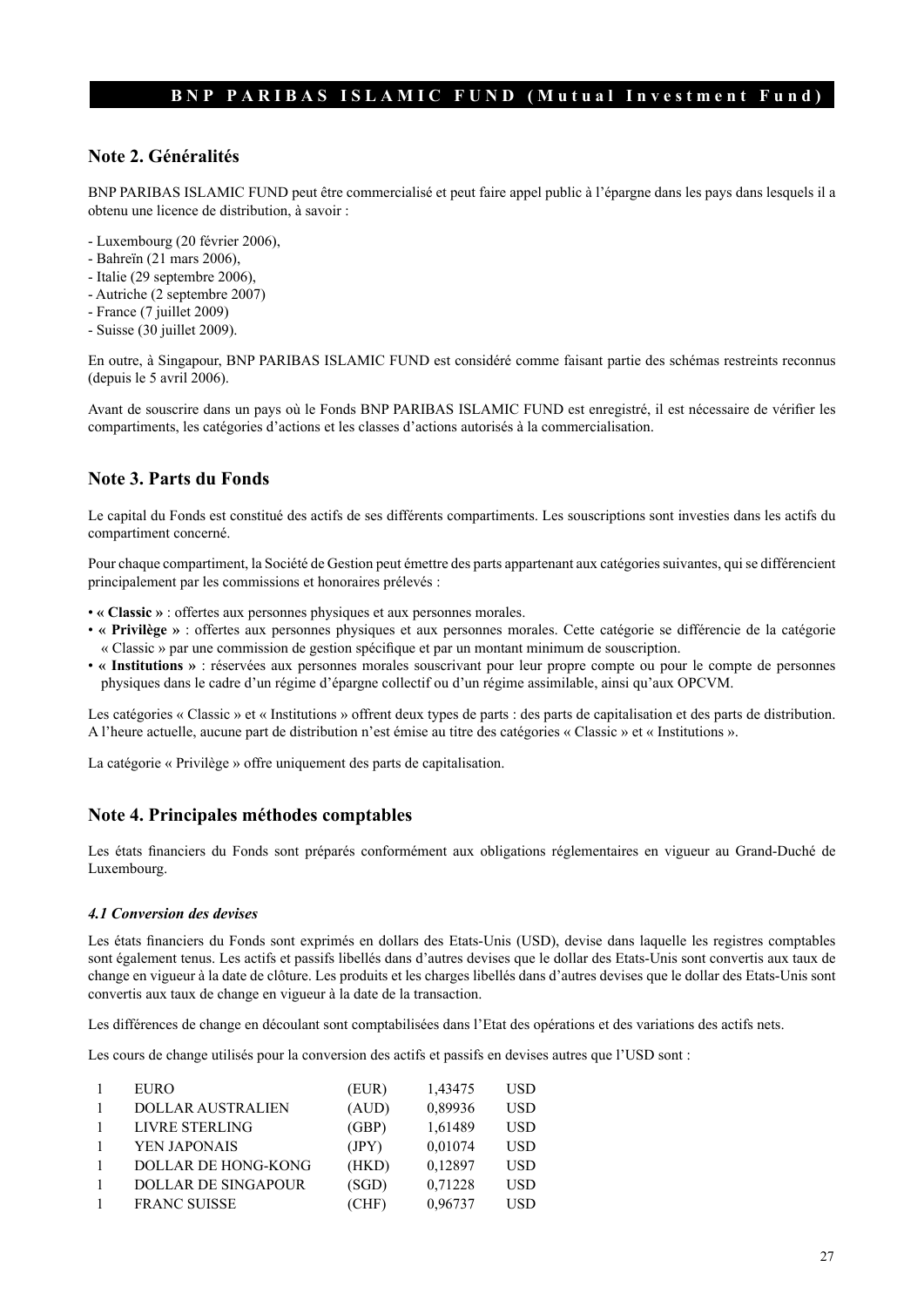## Note 2. Généralités

BNP PARIBAS ISLAMIC FUND peut être commercialisé et peut faire appel public à l'épargne dans les pays dans lesquels il a obtenu une licence de distribution, à savoir :

- Luxembourg (20 février 2006),
- Bahreïn (21 mars 2006),
- Italie (29 septembre 2006),
- Autriche (2 septembre 2007)
- France (7 juillet 2009)
- Suisse (30 juillet 2009).

En outre, à Singapour, BNP PARIBAS ISLAMIC FUND est considéré comme faisant partie des schémas restreints reconnus (depuis le 5 avril 2006).

Avant de souscrire dans un pays où le Fonds BNP PARIBAS ISLAMIC FUND est enregistré, il est nécessaire de vérifier les compartiments, les catégories d'actions et les classes d'actions autorisés à la commercialisation.

## Note 3. Parts du Fonds

Le capital du Fonds est constitué des actifs de ses différents compartiments. Les souscriptions sont investies dans les actifs du compartiment concerné.

Pour chaque compartiment, la Société de Gestion peut émettre des parts appartenant aux catégories suivantes, qui se différencient principalement par les commissions et honoraires prélevés :

- **« Classic »** : offertes aux personnes physiques et aux personnes morales.
- **« Privilège »** : offertes aux personnes physiques et aux personnes morales. Cette catégorie se différencie de la catégorie « Classic » par une commission de gestion spécifique et par un montant minimum de souscription.
- **« Institutions »** : réservées aux personnes morales souscrivant pour leur propre compte ou pour le compte de personnes physiques dans le cadre d'un régime d'épargne collectif ou d'un régime assimilable, ainsi qu'aux OPCVM.

Les catégories « Classic » et « Institutions » offrent deux types de parts : des parts de capitalisation et des parts de distribution. A l'heure actuelle, aucune part de distribution n'est émise au titre des catégories « Classic » et « Institutions ».

La catégorie « Privilège » offre uniquement des parts de capitalisation.

## Note 4. Principales méthodes comptables

Les états financiers du Fonds sont préparés conformément aux obligations réglementaires en vigueur au Grand-Duché de Luxembourg.

### *4.1 Conversion des devises*

Les états financiers du Fonds sont exprimés en dollars des Etats-Unis (USD), devise dans laquelle les registres comptables sont également tenus. Les actifs et passifs libellés dans d'autres devises que le dollar des Etats-Unis sont convertis aux taux de change en vigueur à la date de clôture. Les produits et les charges libellés dans d'autres devises que le dollar des Etats-Unis sont convertis aux taux de change en vigueur à la date de la transaction.

Les différences de change en découlant sont comptabilisées dans l'Etat des opérations et des variations des actifs nets.

Les cours de change utilisés pour la conversion des actifs et passifs en devises autres que l'USD sont :

| | | | | |
|---|---|---|---|---|
| 1 | EURO | (EUR) | 1,43475 | USD |
| 1 | DOLLAR AUSTRALIEN | (AUD) | 0,89936 | USD |
| 1 | LIVRE STERLING | (GBP) | 1,61489 | USD |
| 1 | YEN JAPONAIS | (JPY) | 0,01074 | USD |
| 1 | DOLLAR DE HONG-KONG | (HKD) | 0,12897 | USD |
| 1 | DOLLAR DE SINGAPOUR | (SGD) | 0,71228 | USD |
| 1 | FRANC SUISSE | (CHF) | 0,96737 | USD |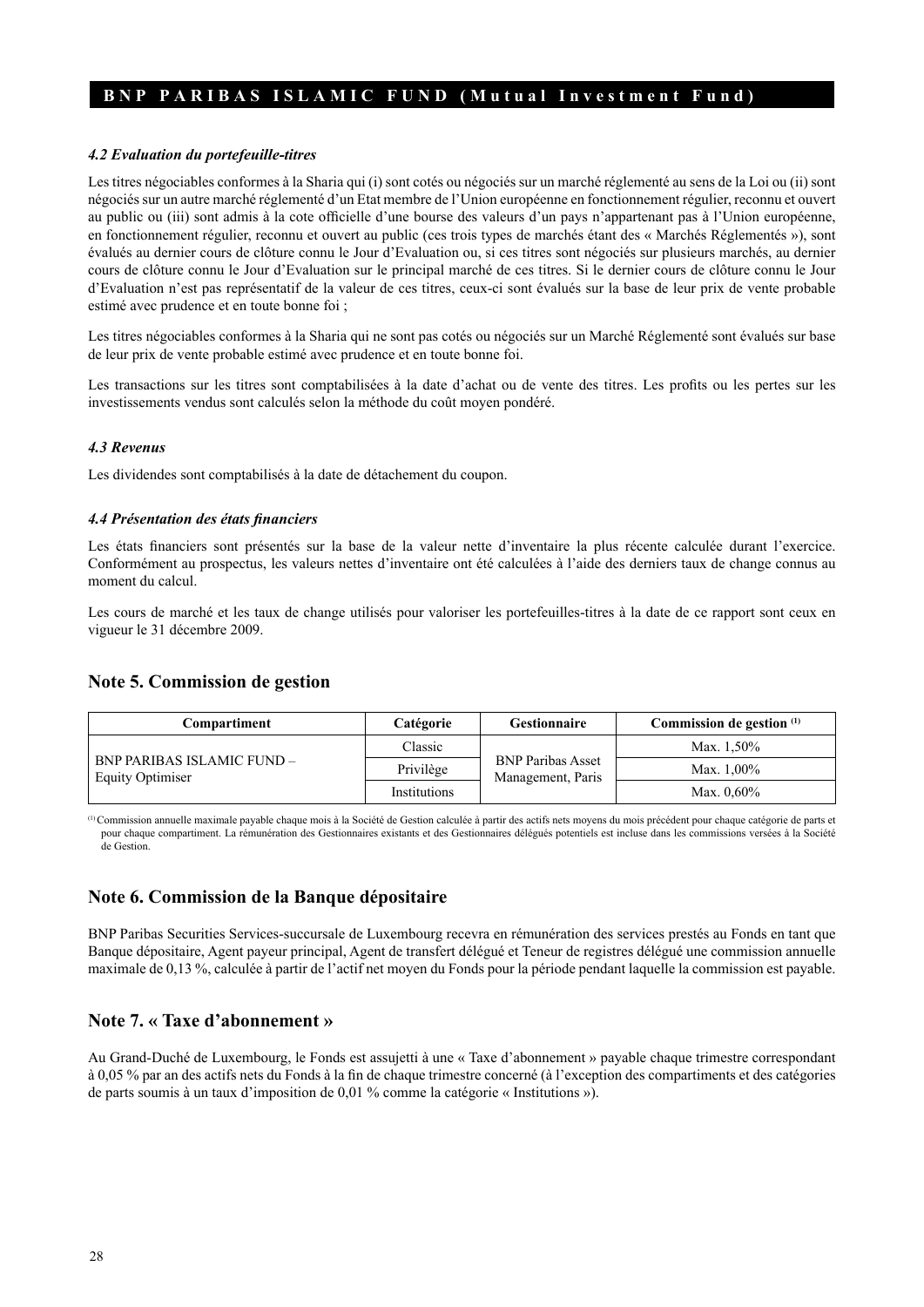#### *4.2 Evaluation du portefeuille-titres*

Les titres négociables conformes à la Sharia qui (i) sont cotés ou négociés sur un marché réglementé au sens de la Loi ou (ii) sont négociés sur un autre marché réglementé d'un Etat membre de l'Union européenne en fonctionnement régulier, reconnu et ouvert au public ou (iii) sont admis à la cote officielle d'une bourse des valeurs d'un pays n'appartenant pas à l'Union européenne, en fonctionnement régulier, reconnu et ouvert au public (ces trois types de marchés étant des « Marchés Réglementés »), sont évalués au dernier cours de clôture connu le Jour d'Evaluation ou, si ces titres sont négociés sur plusieurs marchés, au dernier cours de clôture connu le Jour d'Evaluation sur le principal marché de ces titres. Si le dernier cours de clôture connu le Jour d'Evaluation n'est pas représentatif de la valeur de ces titres, ceux-ci sont évalués sur la base de leur prix de vente probable estimé avec prudence et en toute bonne foi ;

Les titres négociables conformes à la Sharia qui ne sont pas cotés ou négociés sur un Marché Réglementé sont évalués sur base de leur prix de vente probable estimé avec prudence et en toute bonne foi.

Les transactions sur les titres sont comptabilisées à la date d'achat ou de vente des titres. Les profits ou les pertes sur les investissements vendus sont calculés selon la méthode du coût moyen pondéré.

#### *4.3 Revenus*

Les dividendes sont comptabilisés à la date de détachement du coupon.

#### *4.4 Présentation des états financiers*

Les états financiers sont présentés sur la base de la valeur nette d'inventaire la plus récente calculée durant l'exercice. Conformément au prospectus, les valeurs nettes d'inventaire ont été calculées à l'aide des derniers taux de change connus au moment du calcul.

Les cours de marché et les taux de change utilisés pour valoriser les portefeuilles-titres à la date de ce rapport sont ceux en vigueur le 31 décembre 2009.

## Note 5. Commission de gestion

| Compartiment | Catégorie | Gestionnaire | Commission de gestion [1] |
|---|---|---|---|
| BNP PARIBAS ISLAMIC FUND – Equity Optimiser | Classic | BNP Paribas Asset Management, Paris | Max. 1,50% |
| | Privilège | | Max. 1,00% |
| | Institutions | | Max. 0,60% |

[1] Commission annuelle maximale payable chaque mois à la Société de Gestion calculée à partir des actifs nets moyens du mois précédent pour chaque catégorie de parts et pour chaque compartiment. La rémunération des Gestionnaires existants et des Gestionnaires délégués potentiels est incluse dans les commissions versées à la Société de Gestion.

## Note 6. Commission de la Banque dépositaire

BNP Paribas Securities Services-succursale de Luxembourg recevra en rémunération des services prestés au Fonds en tant que Banque dépositaire, Agent payeur principal, Agent de transfert délégué et Teneur de registres délégué une commission annuelle maximale de 0,13 %, calculée à partir de l'actif net moyen du Fonds pour la période pendant laquelle la commission est payable.

## Note 7. « Taxe d'abonnement »

Au Grand-Duché de Luxembourg, le Fonds est assujetti à une « Taxe d'abonnement » payable chaque trimestre correspondant à 0,05 % par an des actifs nets du Fonds à la fin de chaque trimestre concerné (à l'exception des compartiments et des catégories de parts soumis à un taux d'imposition de 0,01 % comme la catégorie « Institutions »).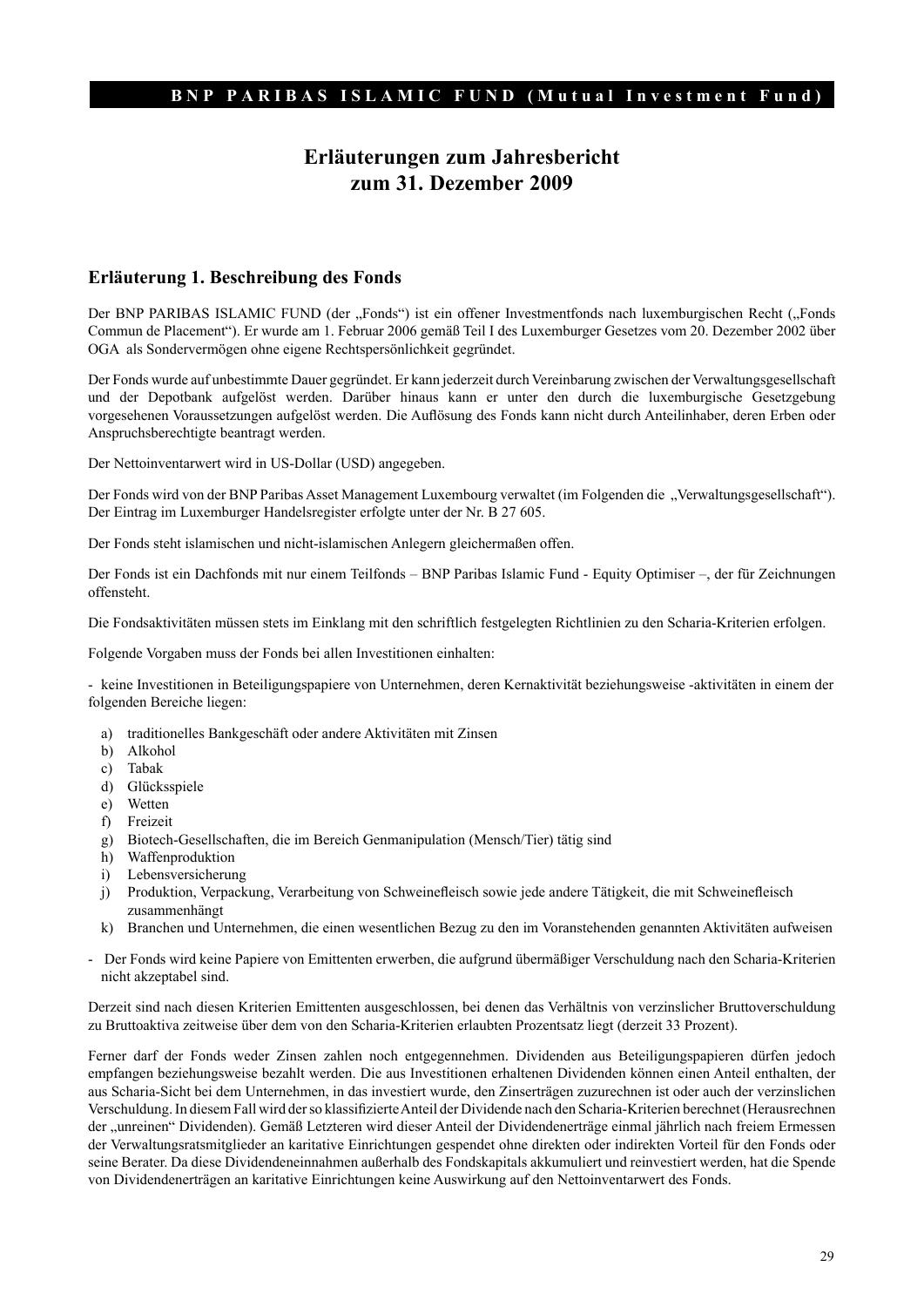# Erläuterungen zum Jahresbericht zum 31. Dezember 2009

## Erläuterung 1. Beschreibung des Fonds

Der BNP PARIBAS ISLAMIC FUND (der „Fonds") ist ein offener Investmentfonds nach luxemburgischen Recht („Fonds Commun de Placement"). Er wurde am 1. Februar 2006 gemäß Teil I des Luxemburger Gesetzes vom 20. Dezember 2002 über OGA als Sondervermögen ohne eigene Rechtspersönlichkeit gegründet.

Der Fonds wurde auf unbestimmte Dauer gegründet. Er kann jederzeit durch Vereinbarung zwischen der Verwaltungsgesellschaft und der Depotbank aufgelöst werden. Darüber hinaus kann er unter den durch die luxemburgische Gesetzgebung vorgesehenen Voraussetzungen aufgelöst werden. Die Auflösung des Fonds kann nicht durch Anteilinhaber, deren Erben oder Anspruchsberechtigte beantragt werden.

Der Nettoinventarwert wird in US-Dollar (USD) angegeben.

Der Fonds wird von der BNP Paribas Asset Management Luxembourg verwaltet (im Folgenden die „Verwaltungsgesellschaft"). Der Eintrag im Luxemburger Handelsregister erfolgte unter der Nr. B 27 605.

Der Fonds steht islamischen und nicht-islamischen Anlegern gleichermaßen offen.

Der Fonds ist ein Dachfonds mit nur einem Teilfonds – BNP Paribas Islamic Fund - Equity Optimiser –, der für Zeichnungen offensteht.

Die Fondsaktivitäten müssen stets im Einklang mit den schriftlich festgelegten Richtlinien zu den Scharia-Kriterien erfolgen.

Folgende Vorgaben muss der Fonds bei allen Investitionen einhalten:

- keine Investitionen in Beteiligungspapiere von Unternehmen, deren Kernaktivität beziehungsweise -aktivitäten in einem der folgenden Bereiche liegen:

  a) traditionelles Bankgeschäft oder andere Aktivitäten mit Zinsen
  b) Alkohol
  c) Tabak
  d) Glücksspiele
  e) Wetten
  f) Freizeit
  g) Biotech-Gesellschaften, die im Bereich Genmanipulation (Mensch/Tier) tätig sind
  h) Waffenproduktion
  i) Lebensversicherung
  j) Produktion, Verpackung, Verarbeitung von Schweinefleisch sowie jede andere Tätigkeit, die mit Schweinefleisch zusammenhängt
  k) Branchen und Unternehmen, die einen wesentlichen Bezug zu den im Voranstehenden genannten Aktivitäten aufweisen

- Der Fonds wird keine Papiere von Emittenten erwerben, die aufgrund übermäßiger Verschuldung nach den Scharia-Kriterien nicht akzeptabel sind.

Derzeit sind nach diesen Kriterien Emittenten ausgeschlossen, bei denen das Verhältnis von verzinslicher Bruttoverschuldung zu Bruttoaktiva zeitweise über dem von den Scharia-Kriterien erlaubten Prozentsatz liegt (derzeit 33 Prozent).

Ferner darf der Fonds weder Zinsen zahlen noch entgegennehmen. Dividenden aus Beteiligungspapieren dürfen jedoch empfangen beziehungsweise bezahlt werden. Die aus Investitionen erhaltenen Dividenden können einen Anteil enthalten, der aus Scharia-Sicht bei dem Unternehmen, in das investiert wurde, den Zinserträgen zuzurechnen ist oder auch der verzinslichen Verschuldung. In diesem Fall wird der so klassifizierte Anteil der Dividende nach den Scharia-Kriterien berechnet (Herausrechnen der „unreinen" Dividenden). Gemäß Letzteren wird dieser Anteil der Dividendenerträge einmal jährlich nach freiem Ermessen der Verwaltungsratsmitglieder an karitative Einrichtungen gespendet ohne direkten oder indirekten Vorteil für den Fonds oder seine Berater. Da diese Dividendeneinnahmen außerhalb des Fondskapitals akkumuliert und reinvestiert werden, hat die Spende von Dividendenerträgen an karitative Einrichtungen keine Auswirkung auf den Nettoinventarwert des Fonds.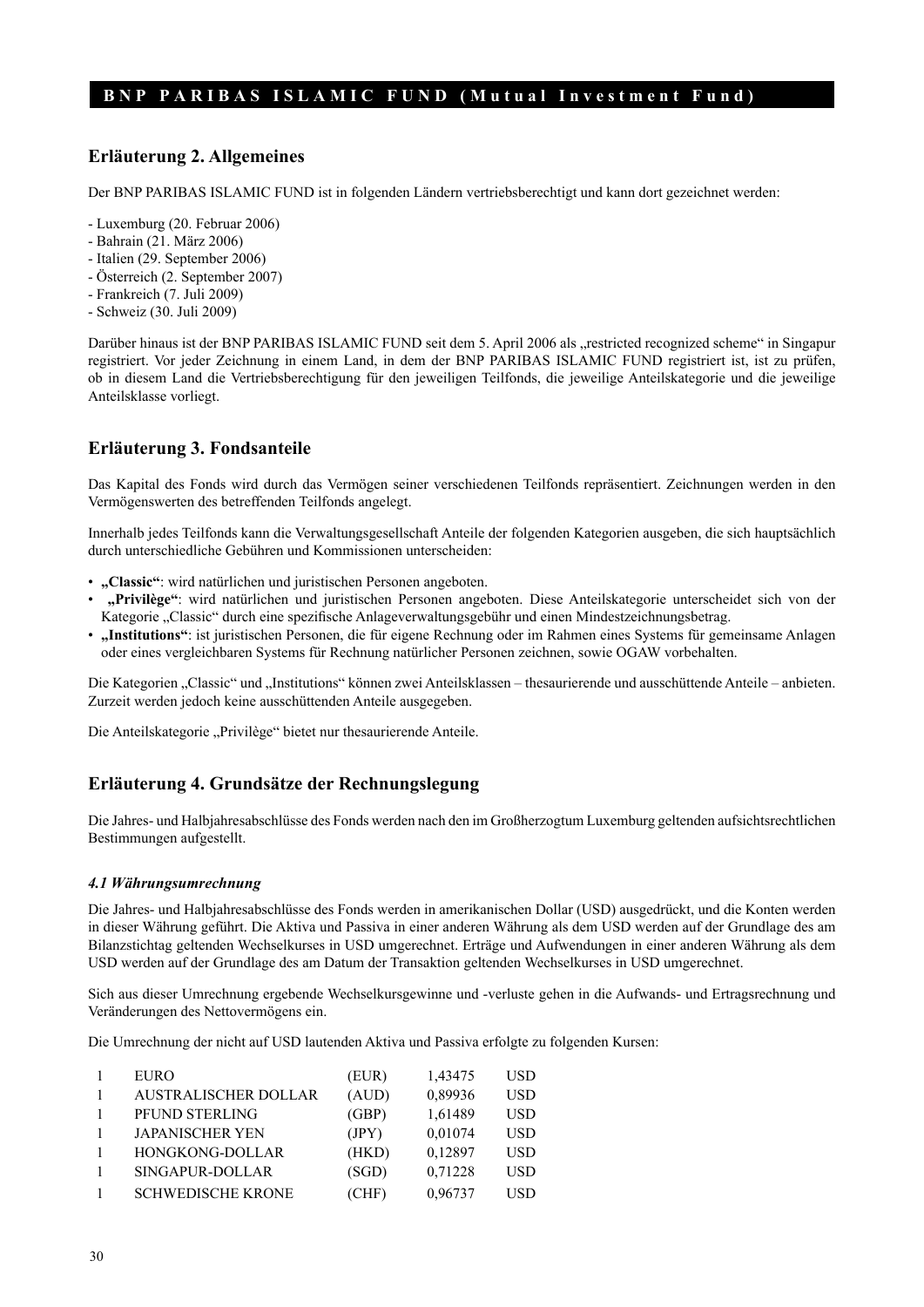## Erläuterung 2. Allgemeines

Der BNP PARIBAS ISLAMIC FUND ist in folgenden Ländern vertriebsberechtigt und kann dort gezeichnet werden:

- Luxemburg (20. Februar 2006)
- Bahrain (21. März 2006)
- Italien (29. September 2006)
- Österreich (2. September 2007)
- Frankreich (7. Juli 2009)
- Schweiz (30. Juli 2009)

Darüber hinaus ist der BNP PARIBAS ISLAMIC FUND seit dem 5. April 2006 als „restricted recognized scheme" in Singapur registriert. Vor jeder Zeichnung in einem Land, in dem der BNP PARIBAS ISLAMIC FUND registriert ist, ist zu prüfen, ob in diesem Land die Vertriebsberechtigung für den jeweiligen Teilfonds, die jeweilige Anteilskategorie und die jeweilige Anteilsklasse vorliegt.

## Erläuterung 3. Fondsanteile

Das Kapital des Fonds wird durch das Vermögen seiner verschiedenen Teilfonds repräsentiert. Zeichnungen werden in den Vermögenswerten des betreffenden Teilfonds angelegt.

Innerhalb jedes Teilfonds kann die Verwaltungsgesellschaft Anteile der folgenden Kategorien ausgeben, die sich hauptsächlich durch unterschiedliche Gebühren und Kommissionen unterscheiden:

- **„Classic"**: wird natürlichen und juristischen Personen angeboten.
- **„Privilège"**: wird natürlichen und juristischen Personen angeboten. Diese Anteilskategorie unterscheidet sich von der Kategorie „Classic" durch eine spezifische Anlageverwaltungsgebühr und einen Mindestzeichnungsbetrag.
- **„Institutions"**: ist juristischen Personen, die für eigene Rechnung oder im Rahmen eines Systems für gemeinsame Anlagen oder eines vergleichbaren Systems für Rechnung natürlicher Personen zeichnen, sowie OGAW vorbehalten.

Die Kategorien „Classic" und „Institutions" können zwei Anteilsklassen – thesaurierende und ausschüttende Anteile – anbieten. Zurzeit werden jedoch keine ausschüttenden Anteile ausgegeben.

Die Anteilskategorie „Privilège" bietet nur thesaurierende Anteile.

## Erläuterung 4. Grundsätze der Rechnungslegung

Die Jahres- und Halbjahresabschlüsse des Fonds werden nach den im Großherzogtum Luxemburg geltenden aufsichtsrechtlichen Bestimmungen aufgestellt.

### *4.1 Währungsumrechnung*

Die Jahres- und Halbjahresabschlüsse des Fonds werden in amerikanischen Dollar (USD) ausgedrückt, und die Konten werden in dieser Währung geführt. Die Aktiva und Passiva in einer anderen Währung als dem USD werden auf der Grundlage des am Bilanzstichtag geltenden Wechselkurses in USD umgerechnet. Erträge und Aufwendungen in einer anderen Währung als dem USD werden auf der Grundlage des am Datum der Transaktion geltenden Wechselkurses in USD umgerechnet.

Sich aus dieser Umrechnung ergebende Wechselkursgewinne und -verluste gehen in die Aufwands- und Ertragsrechnung und Veränderungen des Nettovermögens ein.

Die Umrechnung der nicht auf USD lautenden Aktiva und Passiva erfolgte zu folgenden Kursen:

| | | | | |
|---|---|---|---|---|
| 1 | EURO | (EUR) | 1,43475 | USD |
| 1 | AUSTRALISCHER DOLLAR | (AUD) | 0,89936 | USD |
| 1 | PFUND STERLING | (GBP) | 1,61489 | USD |
| 1 | JAPANISCHER YEN | (JPY) | 0,01074 | USD |
| 1 | HONGKONG-DOLLAR | (HKD) | 0,12897 | USD |
| 1 | SINGAPUR-DOLLAR | (SGD) | 0,71228 | USD |
| 1 | SCHWEDISCHE KRONE | (CHF) | 0,96737 | USD |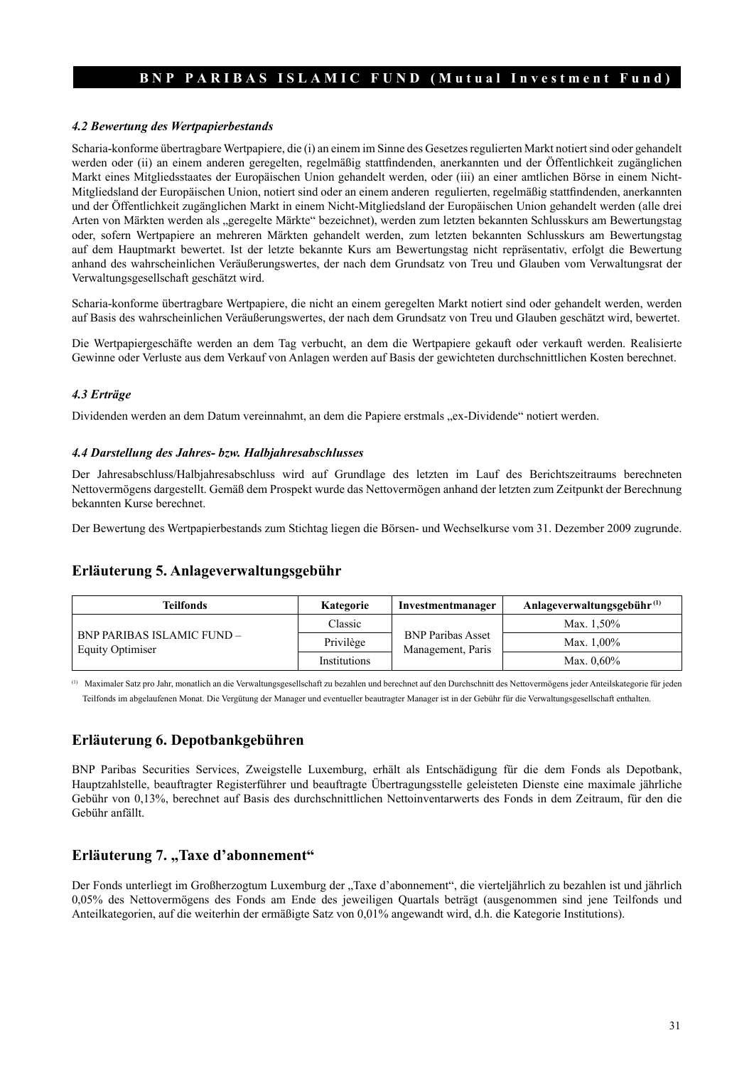#### *4.2 Bewertung des Wertpapierbestands*

Scharia-konforme übertragbare Wertpapiere, die (i) an einem im Sinne des Gesetzes regulierten Markt notiert sind oder gehandelt werden oder (ii) an einem anderen geregelten, regelmäßig stattfindenden, anerkannten und der Öffentlichkeit zugänglichen Markt eines Mitgliedsstaates der Europäischen Union gehandelt werden, oder (iii) an einer amtlichen Börse in einem Nicht-Mitgliedsland der Europäischen Union, notiert sind oder an einem anderen regulierten, regelmäßig stattfindenden, anerkannten und der Öffentlichkeit zugänglichen Markt in einem Nicht-Mitgliedsland der Europäischen Union gehandelt werden (alle drei Arten von Märkten werden als „geregelte Märkte" bezeichnet), werden zum letzten bekannten Schlusskurs am Bewertungstag oder, sofern Wertpapiere an mehreren Märkten gehandelt werden, zum letzten bekannten Schlusskurs am Bewertungstag auf dem Hauptmarkt bewertet. Ist der letzte bekannte Kurs am Bewertungstag nicht repräsentativ, erfolgt die Bewertung anhand des wahrscheinlichen Veräußerungswertes, der nach dem Grundsatz von Treu und Glauben vom Verwaltungsrat der Verwaltungsgesellschaft geschätzt wird.

Scharia-konforme übertragbare Wertpapiere, die nicht an einem geregelten Markt notiert sind oder gehandelt werden, werden auf Basis des wahrscheinlichen Veräußerungswertes, der nach dem Grundsatz von Treu und Glauben geschätzt wird, bewertet.

Die Wertpapiergeschäfte werden an dem Tag verbucht, an dem die Wertpapiere gekauft oder verkauft werden. Realisierte Gewinne oder Verluste aus dem Verkauf von Anlagen werden auf Basis der gewichteten durchschnittlichen Kosten berechnet.

#### *4.3 Erträge*

Dividenden werden an dem Datum vereinnahmt, an dem die Papiere erstmals „ex-Dividende" notiert werden.

#### *4.4 Darstellung des Jahres- bzw. Halbjahresabschlusses*

Der Jahresabschluss/Halbjahresabschluss wird auf Grundlage des letzten im Lauf des Berichtszeitraums berechneten Nettovermögens dargestellt. Gemäß dem Prospekt wurde das Nettovermögen anhand der letzten zum Zeitpunkt der Berechnung bekannten Kurse berechnet.

Der Bewertung des Wertpapierbestands zum Stichtag liegen die Börsen- und Wechselkurse vom 31. Dezember 2009 zugrunde.

## Erläuterung 5. Anlageverwaltungsgebühr

| Teilfonds | Kategorie | Investmentmanager | Anlageverwaltungsgebühr [1] |
|---|---|---|---|
| BNP PARIBAS ISLAMIC FUND – Equity Optimiser | Classic | BNP Paribas Asset Management, Paris | Max. 1,50% |
| | Privilège | | Max. 1,00% |
| | Institutions | | Max. 0,60% |

[1] Maximaler Satz pro Jahr, monatlich an die Verwaltungsgesellschaft zu bezahlen und berechnet auf den Durchschnitt des Nettovermögens jeder Anteilskategorie für jeden Teilfonds im abgelaufenen Monat. Die Vergütung der Manager und eventueller beauftragter Manager ist in der Gebühr für die Verwaltungsgesellschaft enthalten.

## Erläuterung 6. Depotbankgebühren

BNP Paribas Securities Services, Zweigstelle Luxemburg, erhält als Entschädigung für die dem Fonds als Depotbank, Hauptzahlstelle, beauftragter Registerführer und beauftragte Übertragungsstelle geleisteten Dienste eine maximale jährliche Gebühr von 0,13%, berechnet auf Basis des durchschnittlichen Nettoinventarwerts des Fonds in dem Zeitraum, für den die Gebühr anfällt.

## Erläuterung 7. „Taxe d'abonnement"

Der Fonds unterliegt im Großherzogtum Luxemburg der „Taxe d'abonnement", die vierteljährlich zu bezahlen ist und jährlich 0,05% des Nettovermögens des Fonds am Ende des jeweiligen Quartals beträgt (ausgenommen sind jene Teilfonds und Anteilkategorien, auf die weiterhin der ermäßigte Satz von 0,01% angewandt wird, d.h. die Kategorie Institutions).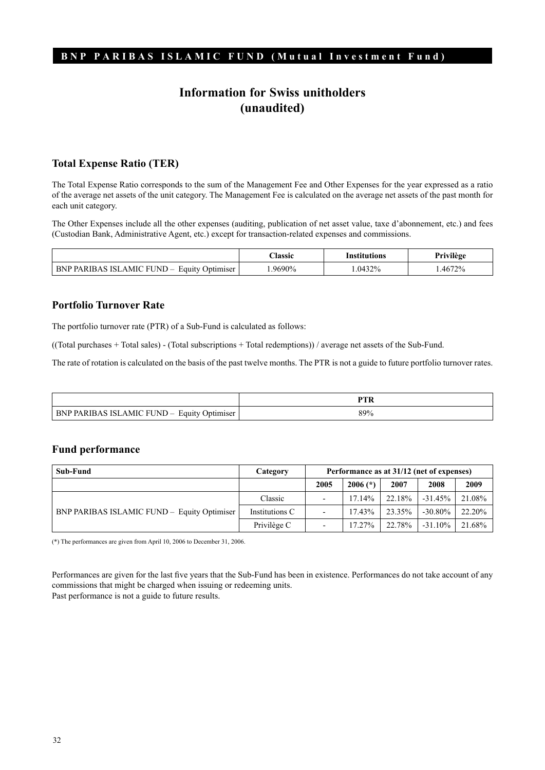# Information for Swiss unitholders (unaudited)

## Total Expense Ratio (TER)

The Total Expense Ratio corresponds to the sum of the Management Fee and Other Expenses for the year expressed as a ratio of the average net assets of the unit category. The Management Fee is calculated on the average net assets of the past month for each unit category.

The Other Expenses include all the other expenses (auditing, publication of net asset value, taxe d'abonnement, etc.) and fees (Custodian Bank, Administrative Agent, etc.) except for transaction-related expenses and commissions.

| | Classic | Institutions | Privilège |
|---|---|---|---|
| BNP PARIBAS ISLAMIC FUND – Equity Optimiser | 1.9690% | 1.0432% | 1.4672% |

## Portfolio Turnover Rate

The portfolio turnover rate (PTR) of a Sub-Fund is calculated as follows:

((Total purchases + Total sales) - (Total subscriptions + Total redemptions)) / average net assets of the Sub-Fund.

The rate of rotation is calculated on the basis of the past twelve months. The PTR is not a guide to future portfolio turnover rates.

| | PTR |
|---|---|
| BNP PARIBAS ISLAMIC FUND – Equity Optimiser | 89% |

## Fund performance

| Sub-Fund | Category | Performance as at 31/12 (net of expenses) | | | | |
|---|---|---|---|---|---|---|
| | | 2005 | 2006 (*) | 2007 | 2008 | 2009 |
| BNP PARIBAS ISLAMIC FUND – Equity Optimiser | Classic | - | 17.14% | 22.18% | -31.45% | 21.08% |
| | Institutions C | - | 17.43% | 23.35% | -30.80% | 22.20% |
| | Privilège C | - | 17.27% | 22.78% | -31.10% | 21.68% |

(*) The performances are given from April 10, 2006 to December 31, 2006.

Performances are given for the last five years that the Sub-Fund has been in existence. Performances do not take account of any commissions that might be charged when issuing or redeeming units.
Past performance is not a guide to future results.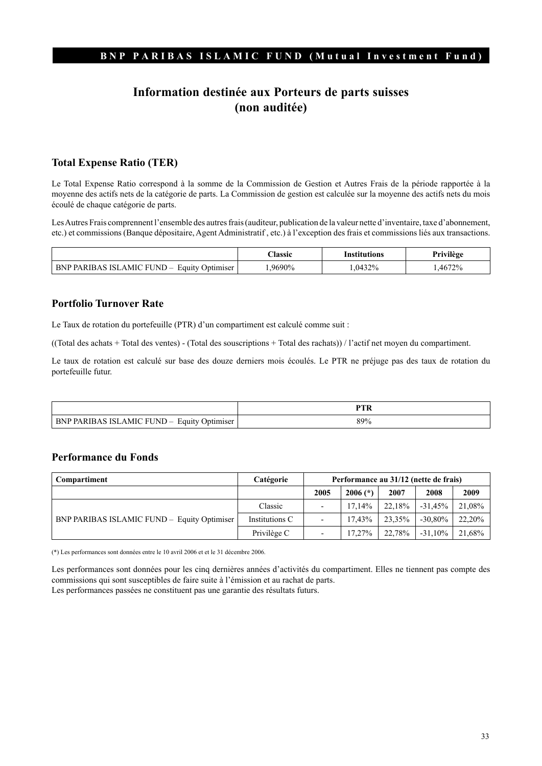# Information destinée aux Porteurs de parts suisses (non auditée)

## Total Expense Ratio (TER)

Le Total Expense Ratio correspond à la somme de la Commission de Gestion et Autres Frais de la période rapportée à la moyenne des actifs nets de la catégorie de parts. La Commission de gestion est calculée sur la moyenne des actifs nets du mois écoulé de chaque catégorie de parts.

Les Autres Frais comprennent l'ensemble des autres frais (auditeur, publication de la valeur nette d'inventaire, taxe d'abonnement, etc.) et commissions (Banque dépositaire, Agent Administratif , etc.) à l'exception des frais et commissions liés aux transactions.

| | Classic | Institutions | Privilège |
|---|---|---|---|
| BNP PARIBAS ISLAMIC FUND – Equity Optimiser | 1,9690% | 1,0432% | 1,4672% |

## Portfolio Turnover Rate

Le Taux de rotation du portefeuille (PTR) d'un compartiment est calculé comme suit :

((Total des achats + Total des ventes) - (Total des souscriptions + Total des rachats)) / l'actif net moyen du compartiment.

Le taux de rotation est calculé sur base des douze derniers mois écoulés. Le PTR ne préjuge pas des taux de rotation du portefeuille futur.

| | PTR |
|---|---|
| BNP PARIBAS ISLAMIC FUND – Equity Optimiser | 89% |

## Performance du Fonds

| Compartiment | Catégorie | Performance au 31/12 (nette de frais) | | | | |
|---|---|---|---|---|---|---|
| | | 2005 | 2006 (*) | 2007 | 2008 | 2009 |
| BNP PARIBAS ISLAMIC FUND – Equity Optimiser | Classic | - | 17,14% | 22,18% | -31,45% | 21,08% |
| | Institutions C | - | 17,43% | 23,35% | -30,80% | 22,20% |
| | Privilège C | - | 17,27% | 22,78% | -31,10% | 21,68% |

(*) Les performances sont données entre le 10 avril 2006 et et le 31 décembre 2006.

Les performances sont données pour les cinq dernières années d'activités du compartiment. Elles ne tiennent pas compte des commissions qui sont susceptibles de faire suite à l'émission et au rachat de parts.
Les performances passées ne constituent pas une garantie des résultats futurs.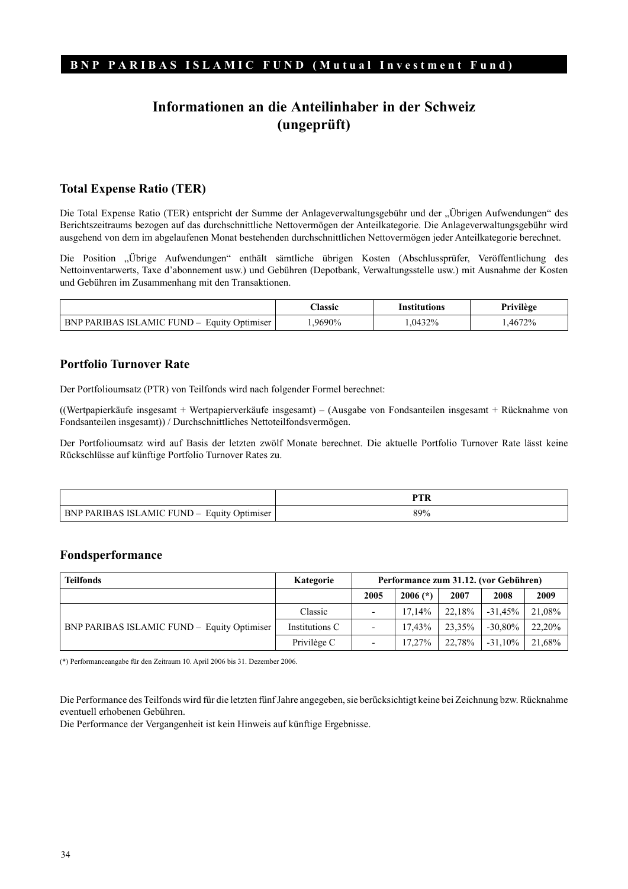**BNP PARIBAS ISLAMIC FUND (Mutual Investment Fund)**

# Informationen an die Anteilinhaber in der Schweiz (ungeprüft)

## Total Expense Ratio (TER)

Die Total Expense Ratio (TER) entspricht der Summe der Anlageverwaltungsgebühr und der „Übrigen Aufwendungen" des Berichtszeitraums bezogen auf das durchschnittliche Nettovermögen der Anteilkategorie. Die Anlageverwaltungsgebühr wird ausgehend von dem im abgelaufenen Monat bestehenden durchschnittlichen Nettovermögen jeder Anteilkategorie berechnet.

Die Position „Übrige Aufwendungen" enthält sämtliche übrigen Kosten (Abschlussprüfer, Veröffentlichung des Nettoinventarwerts, Taxe d'abonnement usw.) und Gebühren (Depotbank, Verwaltungsstelle usw.) mit Ausnahme der Kosten und Gebühren im Zusammenhang mit den Transaktionen.

| | Classic | Institutions | Privilège |
|---|---|---|---|
| BNP PARIBAS ISLAMIC FUND – Equity Optimiser | 1,9690% | 1,0432% | 1,4672% |

## Portfolio Turnover Rate

Der Portfolioumsatz (PTR) von Teilfonds wird nach folgender Formel berechnet:

((Wertpapierkäufe insgesamt + Wertpapierverkäufe insgesamt) – (Ausgabe von Fondsanteilen insgesamt + Rücknahme von Fondsanteilen insgesamt)) / Durchschnittliches Nettoteilfondsvermögen.

Der Portfolioumsatz wird auf Basis der letzten zwölf Monate berechnet. Die aktuelle Portfolio Turnover Rate lässt keine Rückschlüsse auf künftige Portfolio Turnover Rates zu.

| | PTR |
|---|---|
| BNP PARIBAS ISLAMIC FUND – Equity Optimiser | 89% |

## Fondsperformance

| Teilfonds | Kategorie | Performance zum 31.12. (vor Gebühren) | | | | |
|---|---|---|---|---|---|---|
| | | 2005 | 2006 (*) | 2007 | 2008 | 2009 |
| BNP PARIBAS ISLAMIC FUND – Equity Optimiser | Classic | - | 17,14% | 22,18% | -31,45% | 21,08% |
| | Institutions C | - | 17,43% | 23,35% | -30,80% | 22,20% |
| | Privilège C | - | 17,27% | 22,78% | -31,10% | 21,68% |

(*) Performanceangabe für den Zeitraum 10. April 2006 bis 31. Dezember 2006.

Die Performance des Teilfonds wird für die letzten fünf Jahre angegeben, sie berücksichtigt keine bei Zeichnung bzw. Rücknahme eventuell erhobenen Gebühren.
Die Performance der Vergangenheit ist kein Hinweis auf künftige Ergebnisse.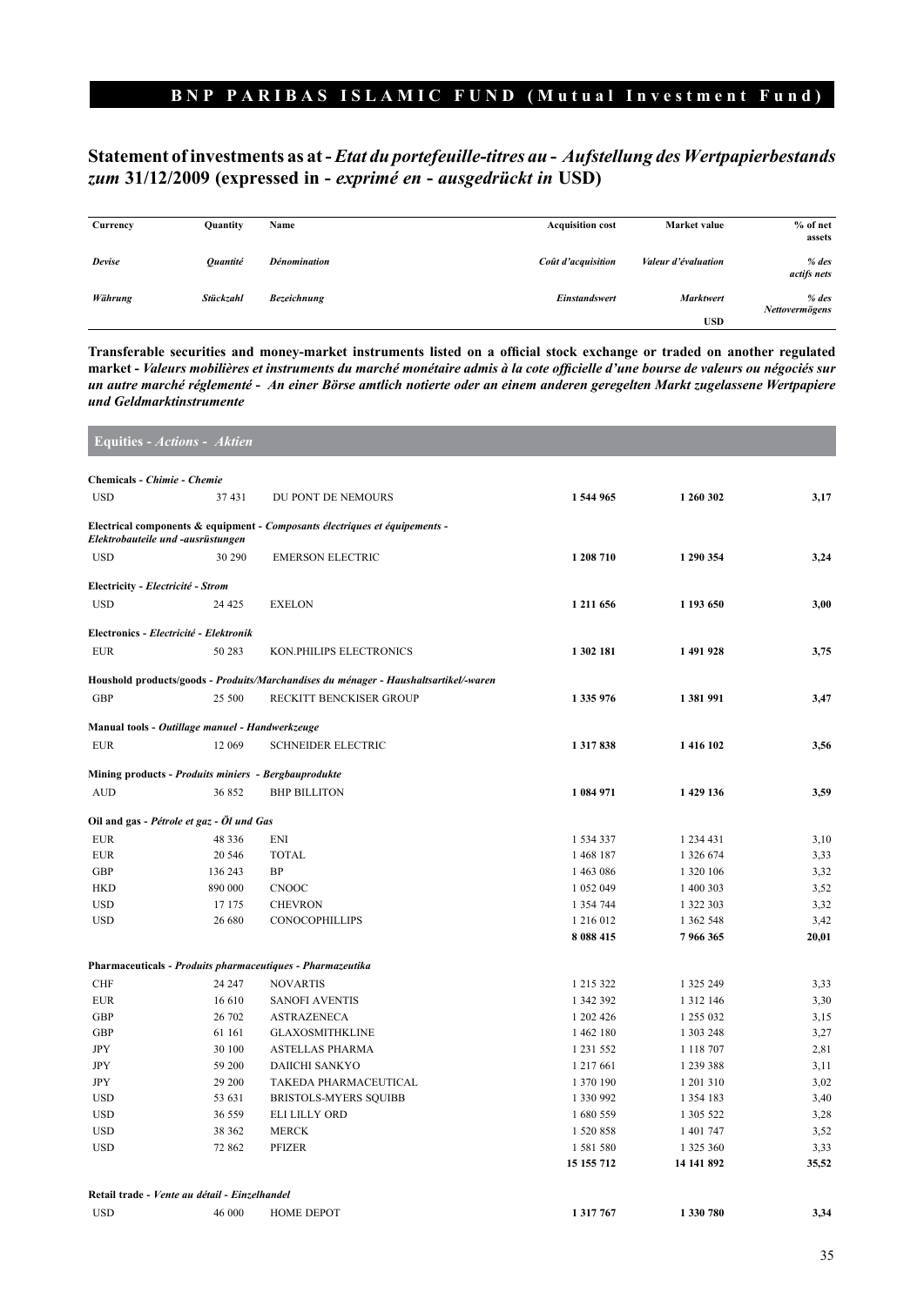## BNP PARIBAS ISLAMIC FUND (Mutual Investment Fund)

### Statement of investments as at - *Etat du portefeuille-titres au* - *Aufstellung des Wertpapierbestands zum* 31/12/2009 (expressed in - *exprimé en* - *ausgedrückt in* USD)

| Currency<br>*Devise*<br>*Währung* | Quantity<br>*Quantité*<br>*Stückzahl* | Name<br>*Dénomination*<br>*Bezeichnung* | Acquisition cost<br>*Coût d'acquisition*<br>*Einstandswert* | Market value<br>*Valeur d'évaluation*<br>*Marktwert*<br>USD | % of net assets<br>*% des actifs nets*<br>*% des Nettovermögens* |
|---|---|---|---|---|---|
| **Transferable securities and money-market instruments listed on a official stock exchange or traded on another regulated market - *Valeurs mobilières et instruments du marché monétaire admis à la cote officielle d'une bourse de valeurs ou négociés sur un autre marché réglementé - An einer Börse amtlich notierte oder an einem anderen geregelten Markt zugelassene Wertpapiere und Geldmarktinstrumente*** | | | | | |
| **Equities - *Actions - Aktien*** | | | | | |
| **Chemicals - *Chimie - Chemie*** | | | | | |
| USD | 37 431 | DU PONT DE NEMOURS | **1 544 965** | **1 260 302** | **3,17** |
| **Electrical components & equipment - *Composants électriques et équipements - Elektrobauteile und -ausrüstungen*** | | | | | |
| USD | 30 290 | EMERSON ELECTRIC | **1 208 710** | **1 290 354** | **3,24** |
| **Electricity - *Electricité - Strom*** | | | | | |
| USD | 24 425 | EXELON | **1 211 656** | **1 193 650** | **3,00** |
| **Electronics - *Electricité - Elektronik*** | | | | | |
| EUR | 50 283 | KON.PHILIPS ELECTRONICS | **1 302 181** | **1 491 928** | **3,75** |
| **Houshold products/goods - *Produits/Marchandises du ménager - Haushaltsartikel/-waren*** | | | | | |
| GBP | 25 500 | RECKITT BENCKISER GROUP | **1 335 976** | **1 381 991** | **3,47** |
| **Manual tools - *Outillage manuel - Handwerkzeuge*** | | | | | |
| EUR | 12 069 | SCHNEIDER ELECTRIC | **1 317 838** | **1 416 102** | **3,56** |
| **Mining products - *Produits miniers - Bergbauprodukte*** | | | | | |
| AUD | 36 852 | BHP BILLITON | **1 084 971** | **1 429 136** | **3,59** |
| **Oil and gas - *Pétrole et gaz - Öl und Gas*** | | | | | |
| EUR | 48 336 | ENI | 1 534 337 | 1 234 431 | 3,10 |
| EUR | 20 546 | TOTAL | 1 468 187 | 1 326 674 | 3,33 |
| GBP | 136 243 | BP | 1 463 086 | 1 320 106 | 3,32 |
| HKD | 890 000 | CNOOC | 1 052 049 | 1 400 303 | 3,52 |
| USD | 17 175 | CHEVRON | 1 354 744 | 1 322 303 | 3,32 |
| USD | 26 680 | CONOCOPHILLIPS | 1 216 012 | 1 362 548 | 3,42 |
| | | | **8 088 415** | **7 966 365** | **20,01** |
| **Pharmaceuticals - *Produits pharmaceutiques - Pharmazeutika*** | | | | | |
| CHF | 24 247 | NOVARTIS | 1 215 322 | 1 325 249 | 3,33 |
| EUR | 16 610 | SANOFI AVENTIS | 1 342 392 | 1 312 146 | 3,30 |
| GBP | 26 702 | ASTRAZENECA | 1 202 426 | 1 255 032 | 3,15 |
| GBP | 61 161 | GLAXOSMITHKLINE | 1 462 180 | 1 303 248 | 3,27 |
| JPY | 30 100 | ASTELLAS PHARMA | 1 231 552 | 1 118 707 | 2,81 |
| JPY | 59 200 | DAIICHI SANKYO | 1 217 661 | 1 239 388 | 3,11 |
| JPY | 29 200 | TAKEDA PHARMACEUTICAL | 1 370 190 | 1 201 310 | 3,02 |
| USD | 53 631 | BRISTOLS-MYERS SQUIBB | 1 330 992 | 1 354 183 | 3,40 |
| USD | 36 559 | ELI LILLY ORD | 1 680 559 | 1 305 522 | 3,28 |
| USD | 38 362 | MERCK | 1 520 858 | 1 401 747 | 3,52 |
| USD | 72 862 | PFIZER | 1 581 580 | 1 325 360 | 3,33 |
| | | | **15 155 712** | **14 141 892** | **35,52** |
| **Retail trade - *Vente au détail - Einzelhandel*** | | | | | |
| USD | 46 000 | HOME DEPOT | **1 317 767** | **1 330 780** | **3,34** |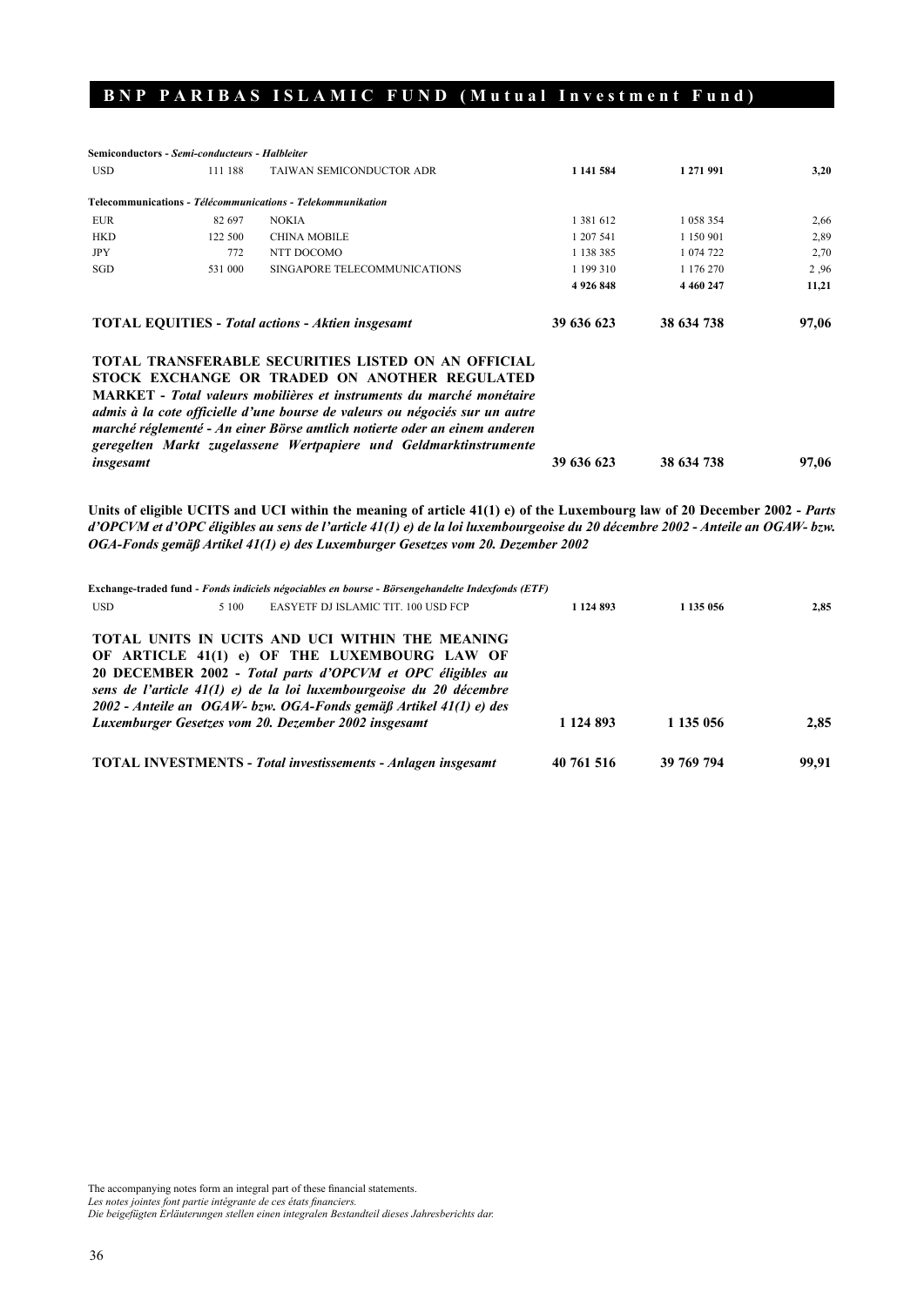# BNP PARIBAS ISLAMIC FUND (Mutual Investment Fund)

| | | | | | |
|---|---|---|---|---|---|
| **Semiconductors** - *Semi-conducteurs - Halbleiter* | | | | | |
| USD | 111 188 | TAIWAN SEMICONDUCTOR ADR | **1 141 584** | **1 271 991** | **3,20** |
| **Telecommunications** - *Télécommunications - Telekommunikation* | | | | | |
| EUR | 82 697 | NOKIA | 1 381 612 | 1 058 354 | 2,66 |
| HKD | 122 500 | CHINA MOBILE | 1 207 541 | 1 150 901 | 2,89 |
| JPY | 772 | NTT DOCOMO | 1 138 385 | 1 074 722 | 2,70 |
| SGD | 531 000 | SINGAPORE TELECOMMUNICATIONS | 1 199 310 | 1 176 270 | 2 ,96 |
| | | | **4 926 848** | **4 460 247** | **11,21** |
| **TOTAL EQUITIES** - *Total actions - Aktien insgesamt* | | | **39 636 623** | **38 634 738** | **97,06** |
| **TOTAL TRANSFERABLE SECURITIES LISTED ON AN OFFICIAL STOCK EXCHANGE OR TRADED ON ANOTHER REGULATED MARKET** - *Total valeurs mobilières et instruments du marché monétaire admis à la cote officielle d'une bourse de valeurs ou négociés sur un autre marché réglementé - An einer Börse amtlich notierte oder an einem anderen geregelten Markt zugelassene Wertpapiere und Geldmarktinstrumente insgesamt* | | | **39 636 623** | **38 634 738** | **97,06** |

**Units of eligible UCITS and UCI within the meaning of article 41(1) e) of the Luxembourg law of 20 December 2002** - *Parts d'OPCVM et d'OPC éligibles au sens de l'article 41(1) e) de la loi luxembourgeoise du 20 décembre 2002 - Anteile an OGAW- bzw. OGA-Fonds gemäß Artikel 41(1) e) des Luxemburger Gesetzes vom 20. Dezember 2002*

| | | | | | |
|---|---|---|---|---|---|
| **Exchange-traded fund** - *Fonds indiciels négociables en bourse - Börsengehandelte Indexfonds (ETF)* | | | | | |
| USD | 5 100 | EASYETF DJ ISLAMIC TIT. 100 USD FCP | **1 124 893** | **1 135 056** | **2,85** |
| **TOTAL UNITS IN UCITS AND UCI WITHIN THE MEANING OF ARTICLE 41(1) e) OF THE LUXEMBOURG LAW OF 20 DECEMBER 2002** - *Total parts d'OPCVM et OPC éligibles au sens de l'article 41(1) e) de la loi luxembourgeoise du 20 décembre 2002 - Anteile an OGAW- bzw. OGA-Fonds gemäß Artikel 41(1) e) des Luxemburger Gesetzes vom 20. Dezember 2002 insgesamt* | | | **1 124 893** | **1 135 056** | **2,85** |
| **TOTAL INVESTMENTS** - *Total investissements - Anlagen insgesamt* | | | **40 761 516** | **39 769 794** | **99,91** |

The accompanying notes form an integral part of these financial statements.
*Les notes jointes font partie intégrante de ces états financiers.*
*Die beigefügten Erläuterungen stellen einen integralen Bestandteil dieses Jahresberichts dar.*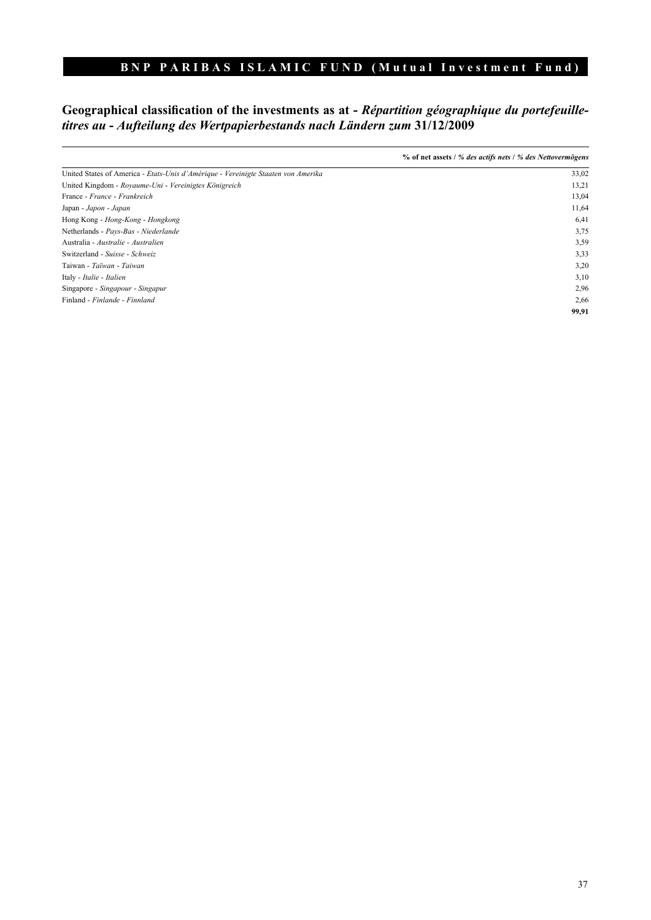## Geographical classification of the investments as at - *Répartition géographique du portefeuille-titres au - Aufteilung des Wertpapierbestands nach Ländern zum* 31/12/2009

| | **% of net assets / *% des actifs nets* / *% des Nettovermögens*** |
|---|---|
| United States of America - *Etats-Unis d'Amérique - Vereinigte Staaten von Amerika* | 33,02 |
| United Kingdom - *Royaume-Uni - Vereinigtes Königreich* | 13,21 |
| France - *France - Frankreich* | 13,04 |
| Japan - *Japon - Japan* | 11,64 |
| Hong Kong - *Hong-Kong - Hongkong* | 6,41 |
| Netherlands - *Pays-Bas - Niederlande* | 3,75 |
| Australia - *Australie - Australien* | 3,59 |
| Switzerland - *Suisse - Schweiz* | 3,33 |
| Taiwan - *Taïwan - Taiwan* | 3,20 |
| Italy - *Italie - Italien* | 3,10 |
| Singapore - *Singapour - Singapur* | 2,96 |
| Finland - *Finlande - Finnland* | 2,66 |
| | **99,91** |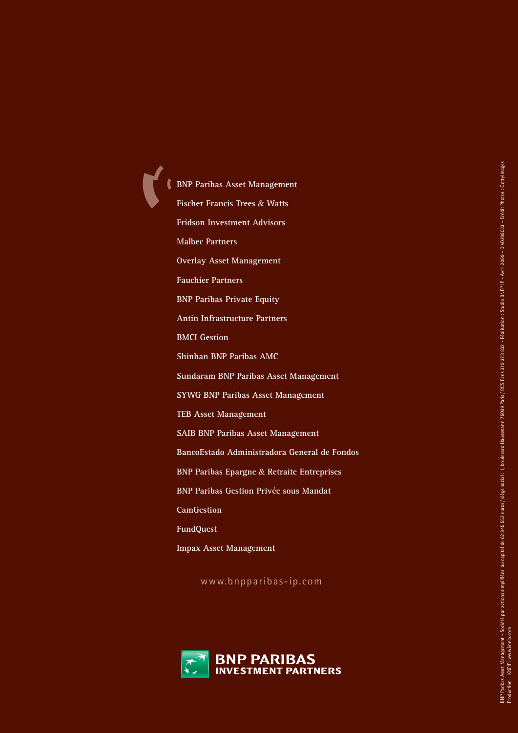BNP Paribas Asset Management

Fischer Francis Trees & Watts

Fridson Investment Advisors

Malbec Partners

Overlay Asset Management

Fauchier Partners

BNP Paribas Private Equity

Antin Infrastructure Partners

BMCI Gestion

Shinhan BNP Paribas AMC

Sundaram BNP Paribas Asset Management

SYWG BNP Paribas Asset Management

TEB Asset Management

SAIB BNP Paribas Asset Management

BancoEstado Administradora General de Fondos

BNP Paribas Epargne & Retraite Entreprises

BNP Paribas Gestion Privée sous Mandat

CamGestion

FundQuest

Impax Asset Management

www.bnpparibas-ip.com

BNP PARIBAS INVESTMENT PARTNERS

BNP Paribas Asset Management - Société par actions simplifiées au capital de 62 845 552 euros / siège social : 1, boulevard Haussmann 75009 Paris / RCS Paris 319 378 832 - Réalisation : Studio BNPP IP - Avril 2009 - DW0209033 - Crédit Photos : GettyImages
Production : KNEIP: www.kneip.com